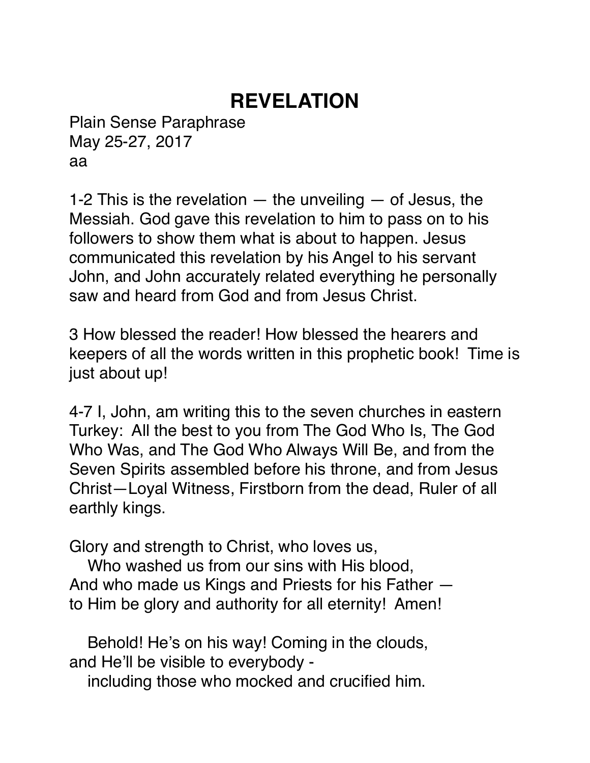# REVELATION

Plain Sense Paraphrase
May 25-27, 2017
aa

1-2 This is the revelation — the unveiling — of Jesus, the Messiah. God gave this revelation to him to pass on to his followers to show them what is about to happen. Jesus communicated this revelation by his Angel to his servant John, and John accurately related everything he personally saw and heard from God and from Jesus Christ.

3 How blessed the reader! How blessed the hearers and keepers of all the words written in this prophetic book! Time is just about up!

4-7 I, John, am writing this to the seven churches in eastern Turkey: All the best to you from The God Who Is, The God Who Was, and The God Who Always Will Be, and from the Seven Spirits assembled before his throne, and from Jesus Christ—Loyal Witness, Firstborn from the dead, Ruler of all earthly kings.

Glory and strength to Christ, who loves us,
Who washed us from our sins with His blood,
And who made us Kings and Priests for his Father —
to Him be glory and authority for all eternity! Amen!

Behold! He's on his way! Coming in the clouds,
and He'll be visible to everybody -
including those who mocked and crucified him.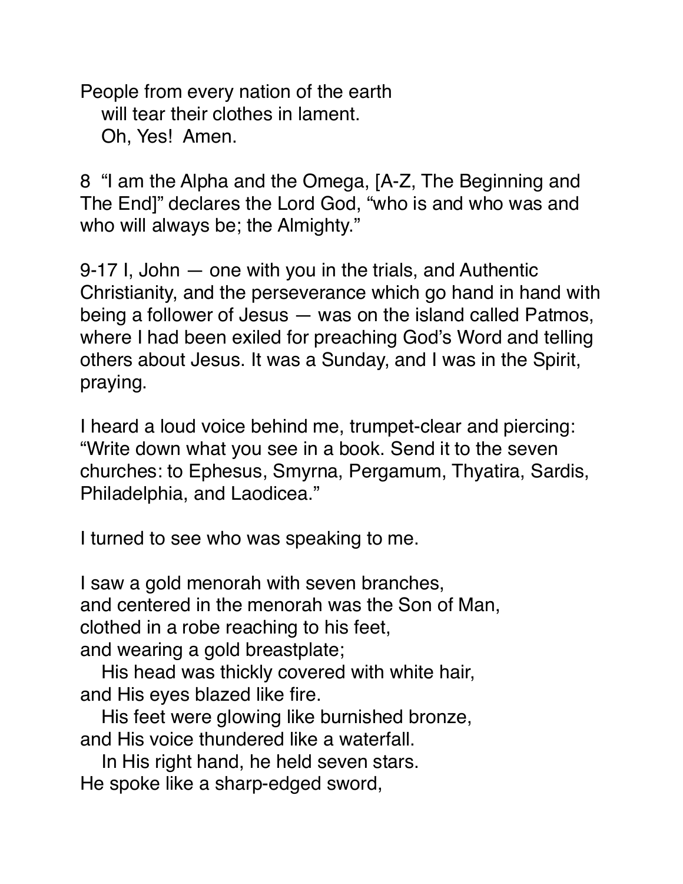People from every nation of the earth
   will tear their clothes in lament.
   Oh, Yes!  Amen.

8  “I am the Alpha and the Omega, [A-Z, The Beginning and The End]” declares the Lord God, “who is and who was and who will always be; the Almighty.”

9-17 I, John — one with you in the trials, and Authentic Christianity, and the perseverance which go hand in hand with being a follower of Jesus — was on the island called Patmos, where I had been exiled for preaching God’s Word and telling others about Jesus. It was a Sunday, and I was in the Spirit, praying.

I heard a loud voice behind me, trumpet-clear and piercing: “Write down what you see in a book. Send it to the seven churches: to Ephesus, Smyrna, Pergamum, Thyatira, Sardis, Philadelphia, and Laodicea.”

I turned to see who was speaking to me.

I saw a gold menorah with seven branches,
and centered in the menorah was the Son of Man,
clothed in a robe reaching to his feet,
and wearing a gold breastplate;
   His head was thickly covered with white hair,
and His eyes blazed like fire.
   His feet were glowing like burnished bronze,
and His voice thundered like a waterfall.
   In His right hand, he held seven stars.
He spoke like a sharp-edged sword,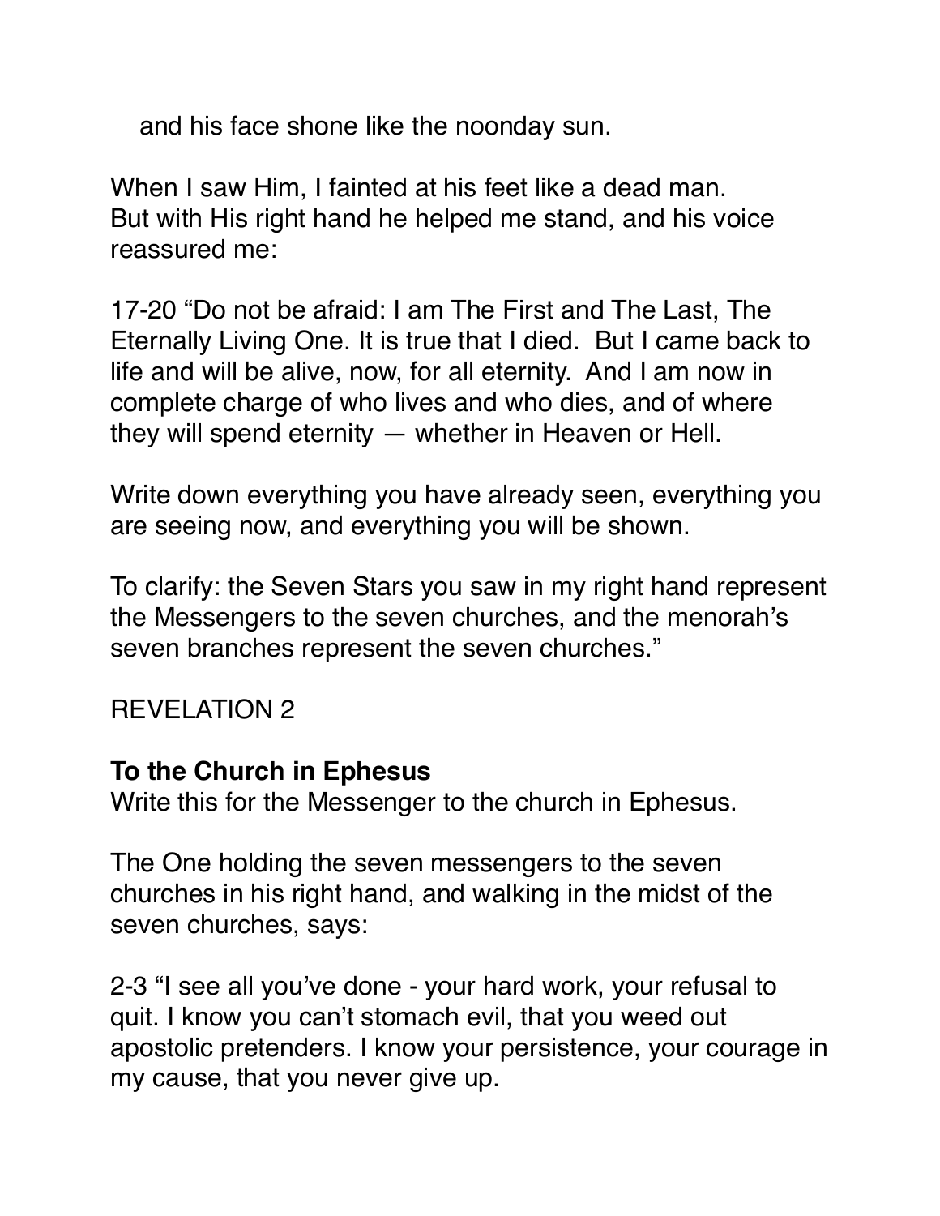and his face shone like the noonday sun.

When I saw Him, I fainted at his feet like a dead man.
But with His right hand he helped me stand, and his voice reassured me:

17-20 “Do not be afraid: I am The First and The Last, The Eternally Living One. It is true that I died. But I came back to life and will be alive, now, for all eternity. And I am now in complete charge of who lives and who dies, and of where they will spend eternity — whether in Heaven or Hell.

Write down everything you have already seen, everything you are seeing now, and everything you will be shown.

To clarify: the Seven Stars you saw in my right hand represent the Messengers to the seven churches, and the menorah’s seven branches represent the seven churches.”

REVELATION 2

**To the Church in Ephesus**
Write this for the Messenger to the church in Ephesus.

The One holding the seven messengers to the seven churches in his right hand, and walking in the midst of the seven churches, says:

2-3 “I see all you’ve done - your hard work, your refusal to quit. I know you can’t stomach evil, that you weed out apostolic pretenders. I know your persistence, your courage in my cause, that you never give up.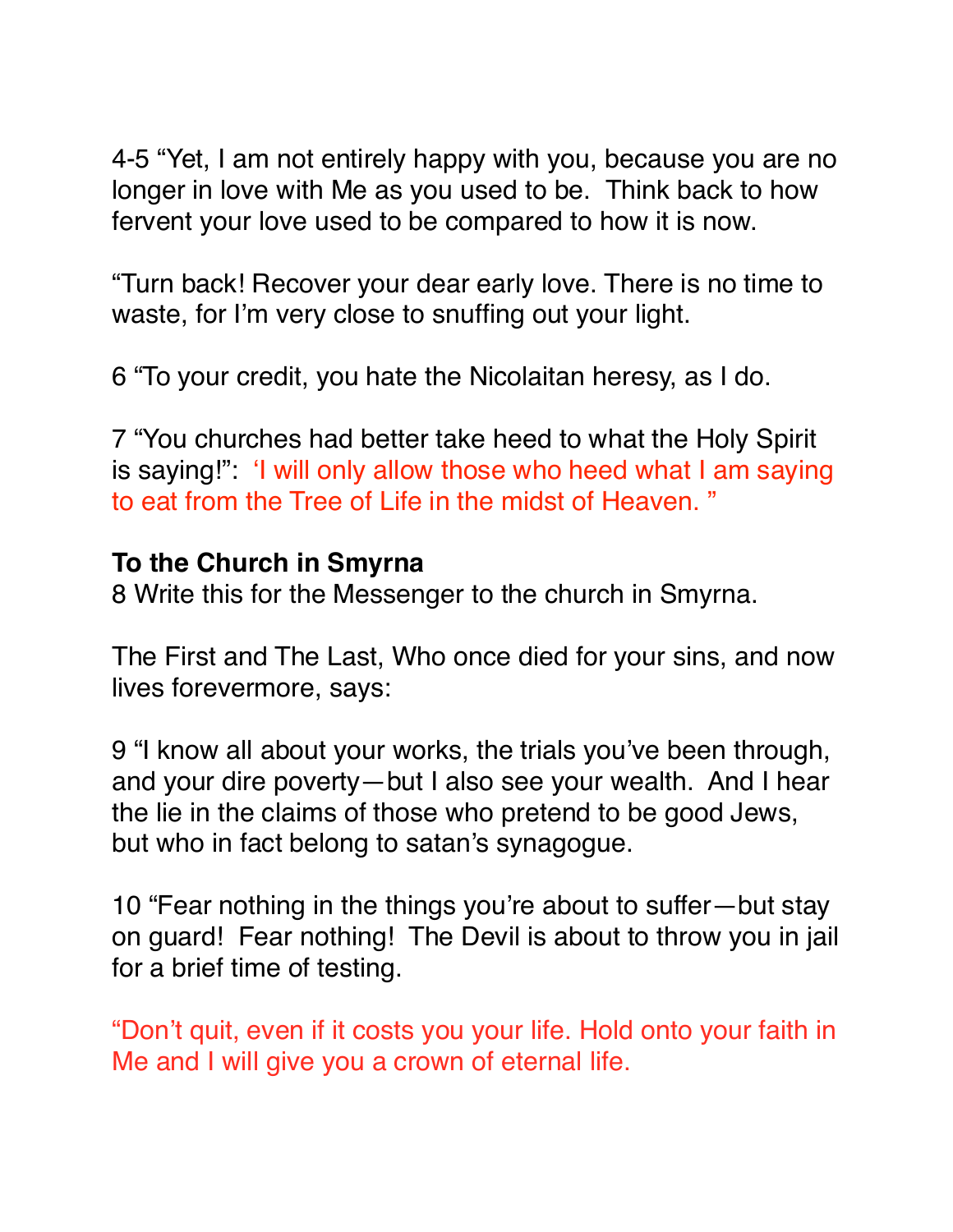4-5 “Yet, I am not entirely happy with you, because you are no longer in love with Me as you used to be. Think back to how fervent your love used to be compared to how it is now.

“Turn back! Recover your dear early love. There is no time to waste, for I’m very close to snuffing out your light.

6 “To your credit, you hate the Nicolaitan heresy, as I do.

7 “You churches had better take heed to what the Holy Spirit is saying!”: ‘I will only allow those who heed what I am saying to eat from the Tree of Life in the midst of Heaven. ”

**To the Church in Smyrna**

8 Write this for the Messenger to the church in Smyrna.

The First and The Last, Who once died for your sins, and now lives forevermore, says:

9 “I know all about your works, the trials you’ve been through, and your dire poverty—but I also see your wealth. And I hear the lie in the claims of those who pretend to be good Jews, but who in fact belong to satan’s synagogue.

10 “Fear nothing in the things you’re about to suffer—but stay on guard! Fear nothing! The Devil is about to throw you in jail for a brief time of testing.

“Don’t quit, even if it costs you your life. Hold onto your faith in Me and I will give you a crown of eternal life.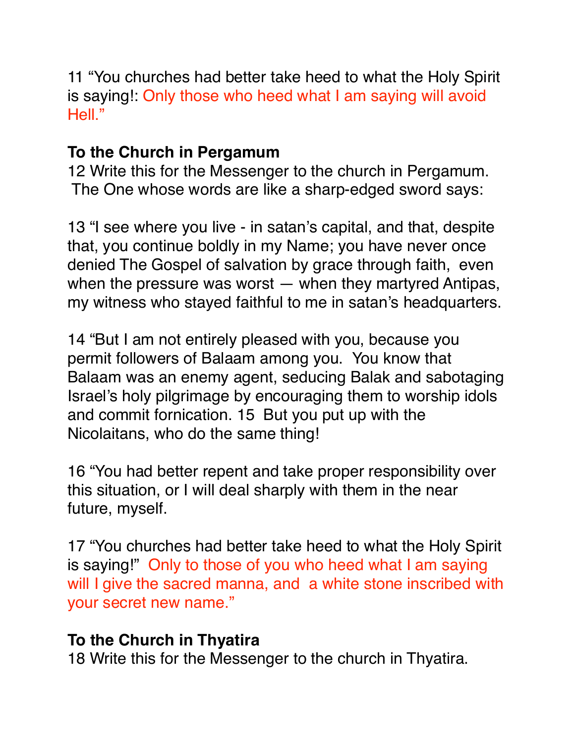11 “You churches had better take heed to what the Holy Spirit is saying!: Only those who heed what I am saying will avoid Hell.”

**To the Church in Pergamum**

12 Write this for the Messenger to the church in Pergamum. The One whose words are like a sharp-edged sword says:

13 “I see where you live - in satan’s capital, and that, despite that, you continue boldly in my Name; you have never once denied The Gospel of salvation by grace through faith, even when the pressure was worst — when they martyred Antipas, my witness who stayed faithful to me in satan’s headquarters.

14 “But I am not entirely pleased with you, because you permit followers of Balaam among you. You know that Balaam was an enemy agent, seducing Balak and sabotaging Israel’s holy pilgrimage by encouraging them to worship idols and commit fornication. 15 But you put up with the Nicolaitans, who do the same thing!

16 “You had better repent and take proper responsibility over this situation, or I will deal sharply with them in the near future, myself.

17 “You churches had better take heed to what the Holy Spirit is saying!” Only to those of you who heed what I am saying will I give the sacred manna, and a white stone inscribed with your secret new name.”

**To the Church in Thyatira**

18 Write this for the Messenger to the church in Thyatira.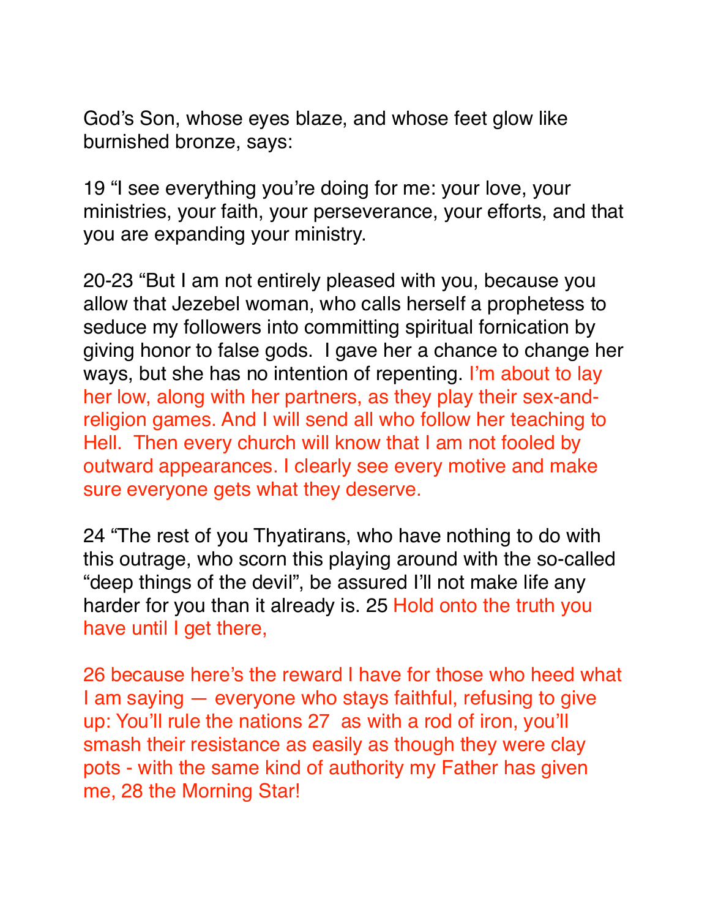God's Son, whose eyes blaze, and whose feet glow like burnished bronze, says:

19 "I see everything you're doing for me: your love, your ministries, your faith, your perseverance, your efforts, and that you are expanding your ministry.

20-23 "But I am not entirely pleased with you, because you allow that Jezebel woman, who calls herself a prophetess to seduce my followers into committing spiritual fornication by giving honor to false gods. I gave her a chance to change her ways, but she has no intention of repenting. I'm about to lay her low, along with her partners, as they play their sex-and-religion games. And I will send all who follow her teaching to Hell. Then every church will know that I am not fooled by outward appearances. I clearly see every motive and make sure everyone gets what they deserve.

24 "The rest of you Thyatirans, who have nothing to do with this outrage, who scorn this playing around with the so-called "deep things of the devil", be assured I'll not make life any harder for you than it already is. 25 Hold onto the truth you have until I get there,

26 because here's the reward I have for those who heed what I am saying — everyone who stays faithful, refusing to give up: You'll rule the nations 27 as with a rod of iron, you'll smash their resistance as easily as though they were clay pots - with the same kind of authority my Father has given me, 28 the Morning Star!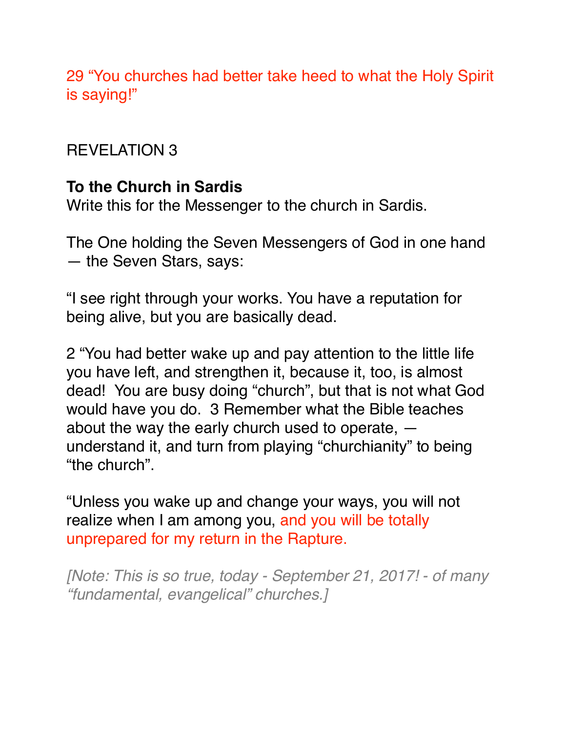29 “You churches had better take heed to what the Holy Spirit is saying!”

REVELATION 3

**To the Church in Sardis**
Write this for the Messenger to the church in Sardis.

The One holding the Seven Messengers of God in one hand — the Seven Stars, says:

“I see right through your works. You have a reputation for being alive, but you are basically dead.

2 “You had better wake up and pay attention to the little life you have left, and strengthen it, because it, too, is almost dead!  You are busy doing “church”, but that is not what God would have you do.  3 Remember what the Bible teaches about the way the early church used to operate, — understand it, and turn from playing “churchianity” to being “the church”.

“Unless you wake up and change your ways, you will not realize when I am among you, and you will be totally unprepared for my return in the Rapture.

*[Note: This is so true, today - September 21, 2017! - of many “fundamental, evangelical” churches.]*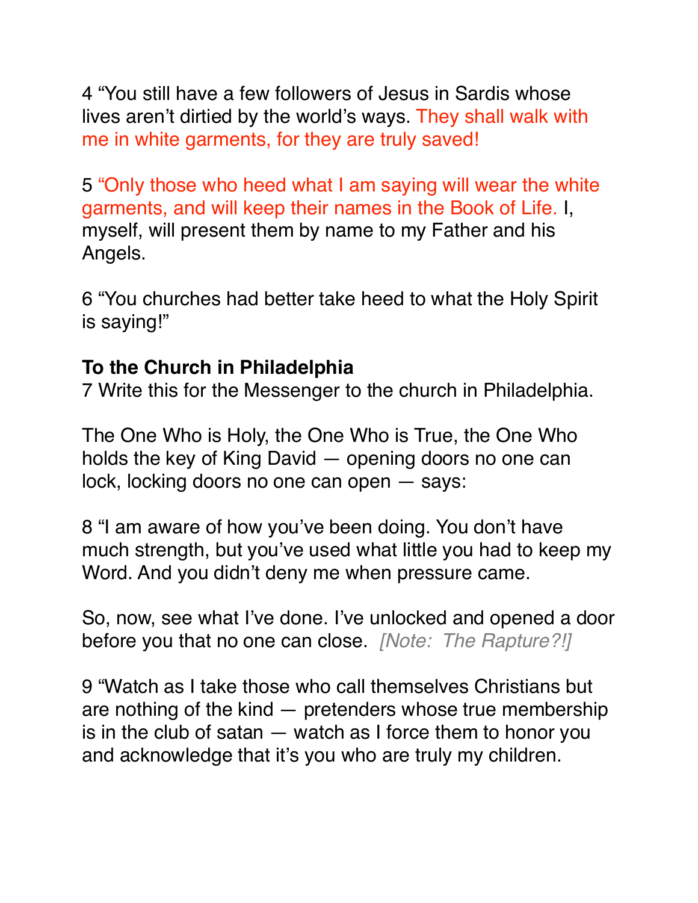4 “You still have a few followers of Jesus in Sardis whose lives aren’t dirtied by the world’s ways. They shall walk with me in white garments, for they are truly saved!

5 “Only those who heed what I am saying will wear the white garments, and will keep their names in the Book of Life. I, myself, will present them by name to my Father and his Angels.

6 “You churches had better take heed to what the Holy Spirit is saying!”

**To the Church in Philadelphia**

7 Write this for the Messenger to the church in Philadelphia.

The One Who is Holy, the One Who is True, the One Who holds the key of King David — opening doors no one can lock, locking doors no one can open — says:

8 “I am aware of how you’ve been doing. You don’t have much strength, but you’ve used what little you had to keep my Word. And you didn’t deny me when pressure came.

So, now, see what I’ve done. I’ve unlocked and opened a door before you that no one can close. *[Note: The Rapture?!]*

9 “Watch as I take those who call themselves Christians but are nothing of the kind — pretenders whose true membership is in the club of satan — watch as I force them to honor you and acknowledge that it’s you who are truly my children.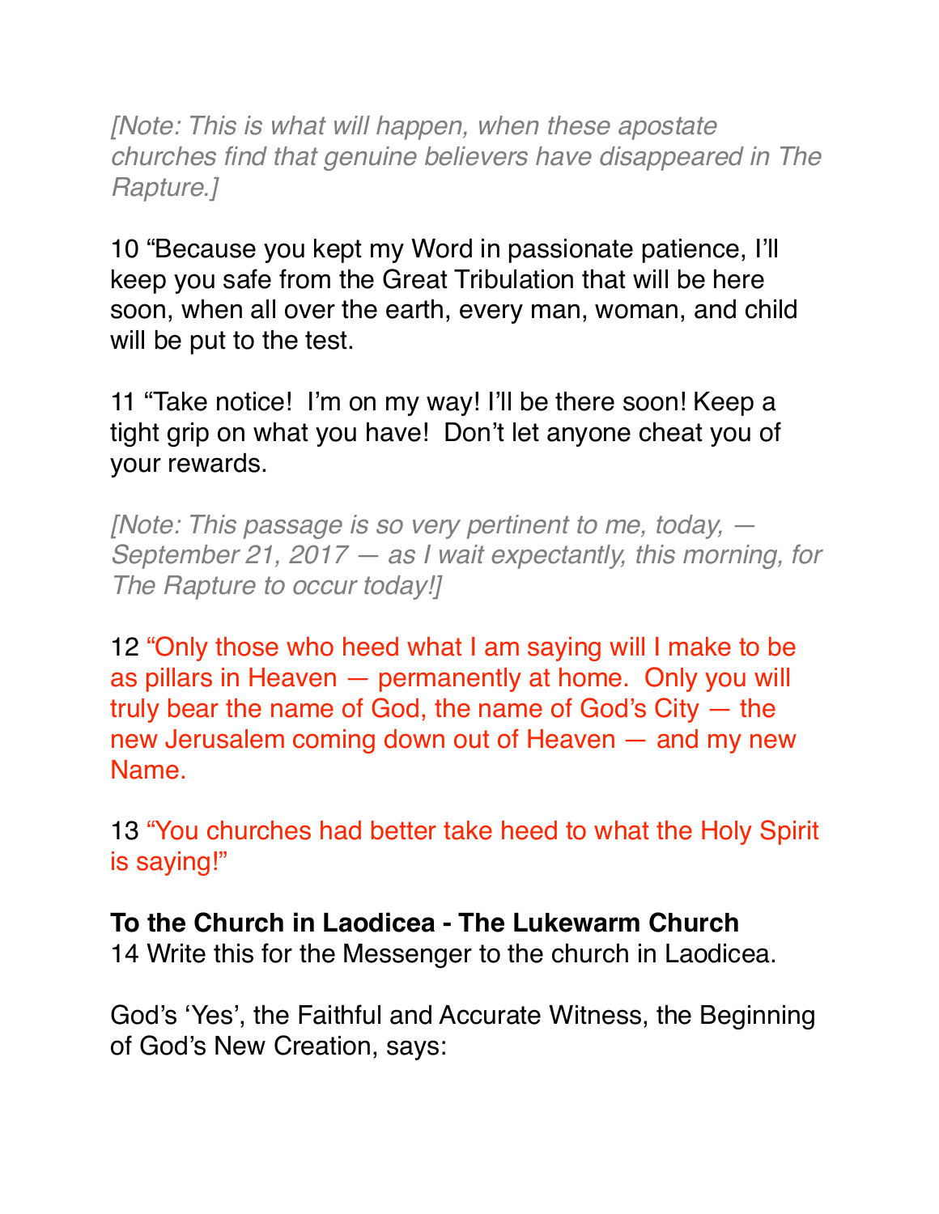*[Note: This is what will happen, when these apostate churches find that genuine believers have disappeared in The Rapture.]*

10 “Because you kept my Word in passionate patience, I’ll keep you safe from the Great Tribulation that will be here soon, when all over the earth, every man, woman, and child will be put to the test.

11 “Take notice! I’m on my way! I’ll be there soon! Keep a tight grip on what you have! Don’t let anyone cheat you of your rewards.

*[Note: This passage is so very pertinent to me, today, — September 21, 2017 — as I wait expectantly, this morning, for The Rapture to occur today!]*

12 “Only those who heed what I am saying will I make to be as pillars in Heaven — permanently at home. Only you will truly bear the name of God, the name of God’s City — the new Jerusalem coming down out of Heaven — and my new Name.

13 “You churches had better take heed to what the Holy Spirit is saying!”

**To the Church in Laodicea - The Lukewarm Church**

14 Write this for the Messenger to the church in Laodicea.

God’s ‘Yes’, the Faithful and Accurate Witness, the Beginning of God’s New Creation, says: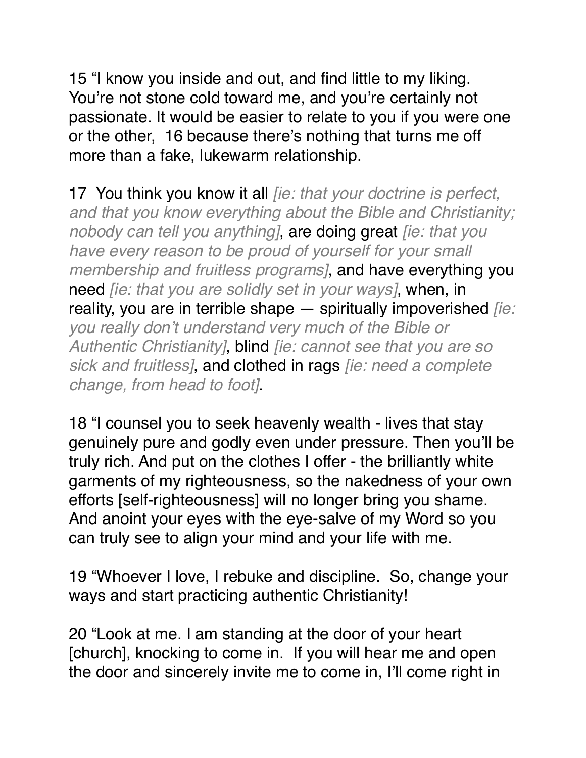15 “I know you inside and out, and find little to my liking. You’re not stone cold toward me, and you’re certainly not passionate. It would be easier to relate to you if you were one or the other, 16 because there’s nothing that turns me off more than a fake, lukewarm relationship.

17 You think you know it all *[ie: that your doctrine is perfect, and that you know everything about the Bible and Christianity; nobody can tell you anything]*, are doing great *[ie: that you have every reason to be proud of yourself for your small membership and fruitless programs]*, and have everything you need *[ie: that you are solidly set in your ways]*, when, in reality, you are in terrible shape — spiritually impoverished *[ie: you really don’t understand very much of the Bible or Authentic Christianity]*, blind *[ie: cannot see that you are so sick and fruitless]*, and clothed in rags *[ie: need a complete change, from head to foot]*.

18 “I counsel you to seek heavenly wealth - lives that stay genuinely pure and godly even under pressure. Then you’ll be truly rich. And put on the clothes I offer - the brilliantly white garments of my righteousness, so the nakedness of your own efforts [self-righteousness] will no longer bring you shame. And anoint your eyes with the eye-salve of my Word so you can truly see to align your mind and your life with me.

19 “Whoever I love, I rebuke and discipline. So, change your ways and start practicing authentic Christianity!

20 “Look at me. I am standing at the door of your heart [church], knocking to come in. If you will hear me and open the door and sincerely invite me to come in, I’ll come right in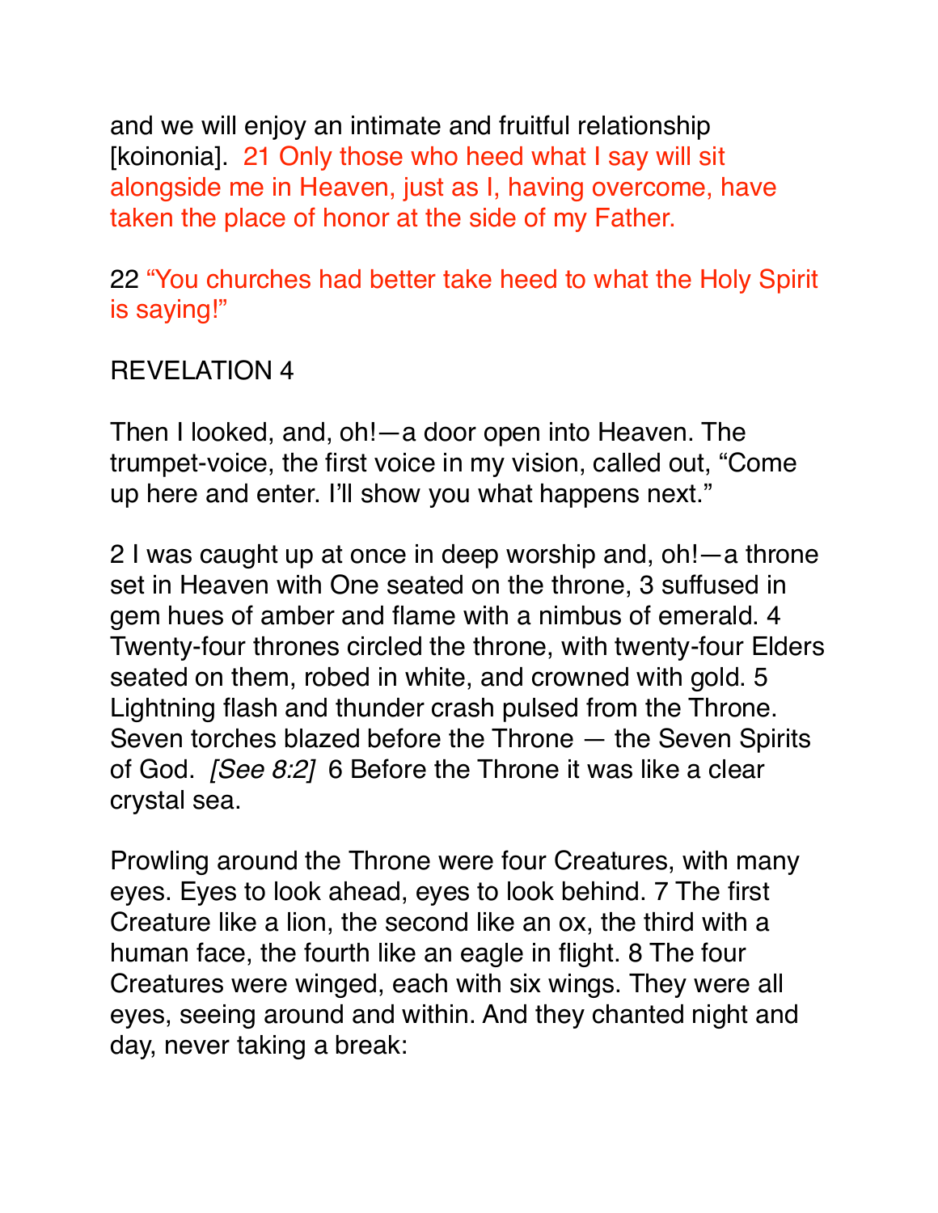and we will enjoy an intimate and fruitful relationship [koinonia].  21 Only those who heed what I say will sit alongside me in Heaven, just as I, having overcome, have taken the place of honor at the side of my Father.

22 "You churches had better take heed to what the Holy Spirit is saying!"

## REVELATION 4

Then I looked, and, oh!—a door open into Heaven. The trumpet-voice, the first voice in my vision, called out, "Come up here and enter. I'll show you what happens next."

2 I was caught up at once in deep worship and, oh!—a throne set in Heaven with One seated on the throne, 3 suffused in gem hues of amber and flame with a nimbus of emerald. 4 Twenty-four thrones circled the throne, with twenty-four Elders seated on them, robed in white, and crowned with gold. 5 Lightning flash and thunder crash pulsed from the Throne. Seven torches blazed before the Throne — the Seven Spirits of God.  *[See 8:2]*  6 Before the Throne it was like a clear crystal sea.

Prowling around the Throne were four Creatures, with many eyes. Eyes to look ahead, eyes to look behind. 7 The first Creature like a lion, the second like an ox, the third with a human face, the fourth like an eagle in flight. 8 The four Creatures were winged, each with six wings. They were all eyes, seeing around and within. And they chanted night and day, never taking a break: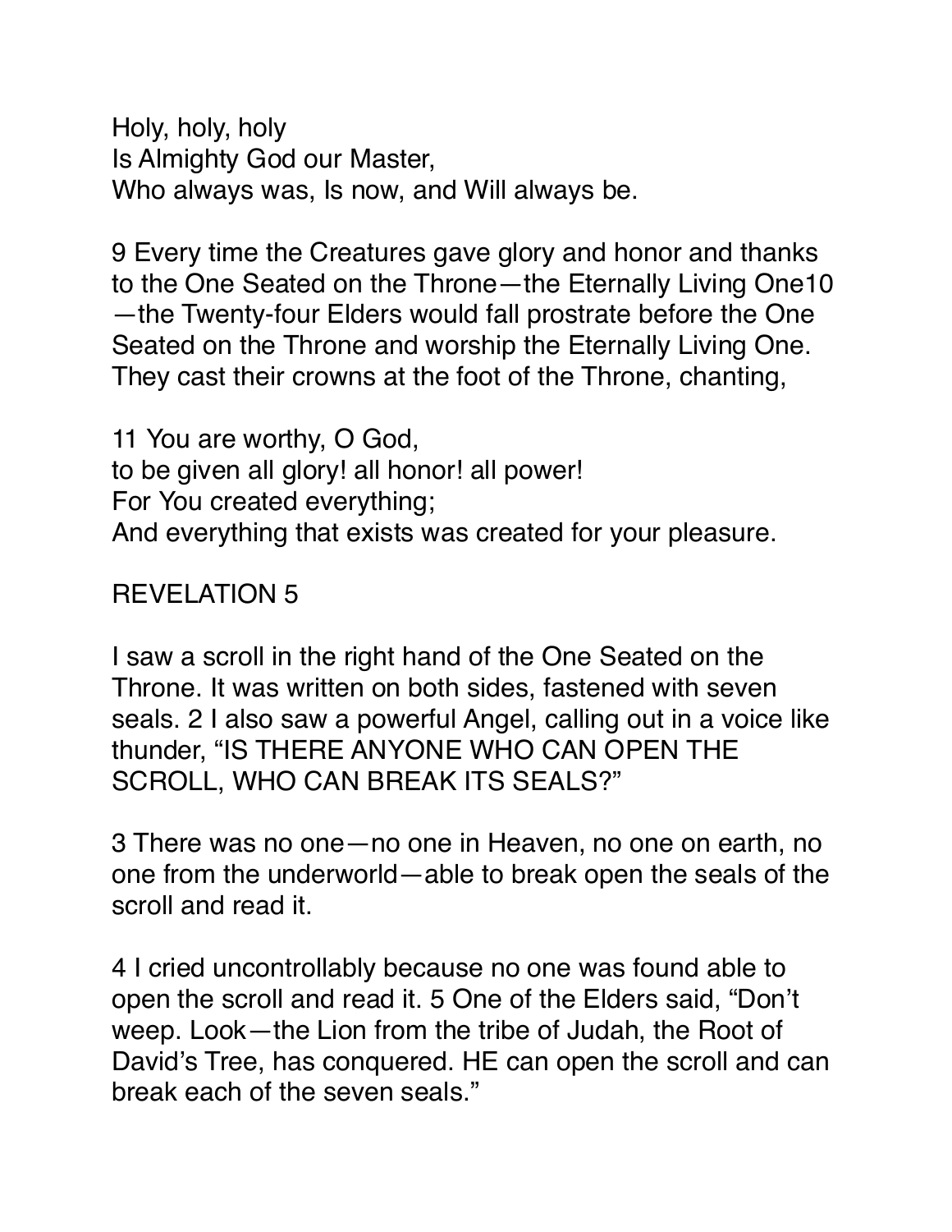Holy, holy, holy  
Is Almighty God our Master,  
Who always was, Is now, and Will always be.

9 Every time the Creatures gave glory and honor and thanks to the One Seated on the Throne—the Eternally Living One10—the Twenty-four Elders would fall prostrate before the One Seated on the Throne and worship the Eternally Living One. They cast their crowns at the foot of the Throne, chanting,

11 You are worthy, O God,  
to be given all glory! all honor! all power!  
For You created everything;  
And everything that exists was created for your pleasure.

## REVELATION 5

I saw a scroll in the right hand of the One Seated on the Throne. It was written on both sides, fastened with seven seals. 2 I also saw a powerful Angel, calling out in a voice like thunder, "IS THERE ANYONE WHO CAN OPEN THE SCROLL, WHO CAN BREAK ITS SEALS?"

3 There was no one—no one in Heaven, no one on earth, no one from the underworld—able to break open the seals of the scroll and read it.

4 I cried uncontrollably because no one was found able to open the scroll and read it. 5 One of the Elders said, "Don't weep. Look—the Lion from the tribe of Judah, the Root of David's Tree, has conquered. HE can open the scroll and can break each of the seven seals."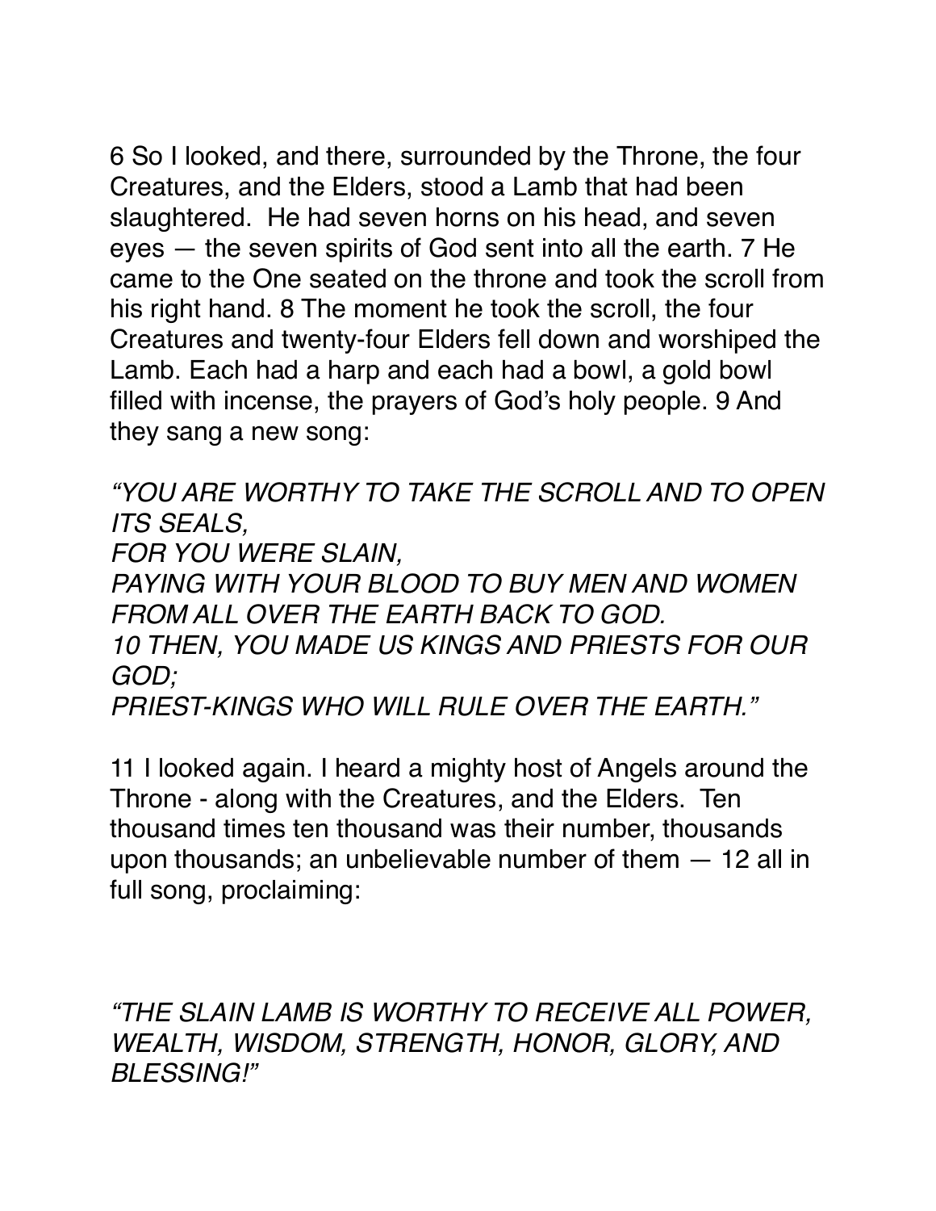6 So I looked, and there, surrounded by the Throne, the four Creatures, and the Elders, stood a Lamb that had been slaughtered.  He had seven horns on his head, and seven eyes — the seven spirits of God sent into all the earth. 7 He came to the One seated on the throne and took the scroll from his right hand. 8 The moment he took the scroll, the four Creatures and twenty-four Elders fell down and worshiped the Lamb. Each had a harp and each had a bowl, a gold bowl filled with incense, the prayers of God's holy people. 9 And they sang a new song:

*"YOU ARE WORTHY TO TAKE THE SCROLL AND TO OPEN ITS SEALS,*
*FOR YOU WERE SLAIN,*
*PAYING WITH YOUR BLOOD TO BUY MEN AND WOMEN FROM ALL OVER THE EARTH BACK TO GOD.*
*10 THEN, YOU MADE US KINGS AND PRIESTS FOR OUR GOD;*
*PRIEST-KINGS WHO WILL RULE OVER THE EARTH."*

11 I looked again. I heard a mighty host of Angels around the Throne - along with the Creatures, and the Elders.  Ten thousand times ten thousand was their number, thousands upon thousands; an unbelievable number of them — 12 all in full song, proclaiming:

*"THE SLAIN LAMB IS WORTHY TO RECEIVE ALL POWER, WEALTH, WISDOM, STRENGTH, HONOR, GLORY, AND BLESSING!"*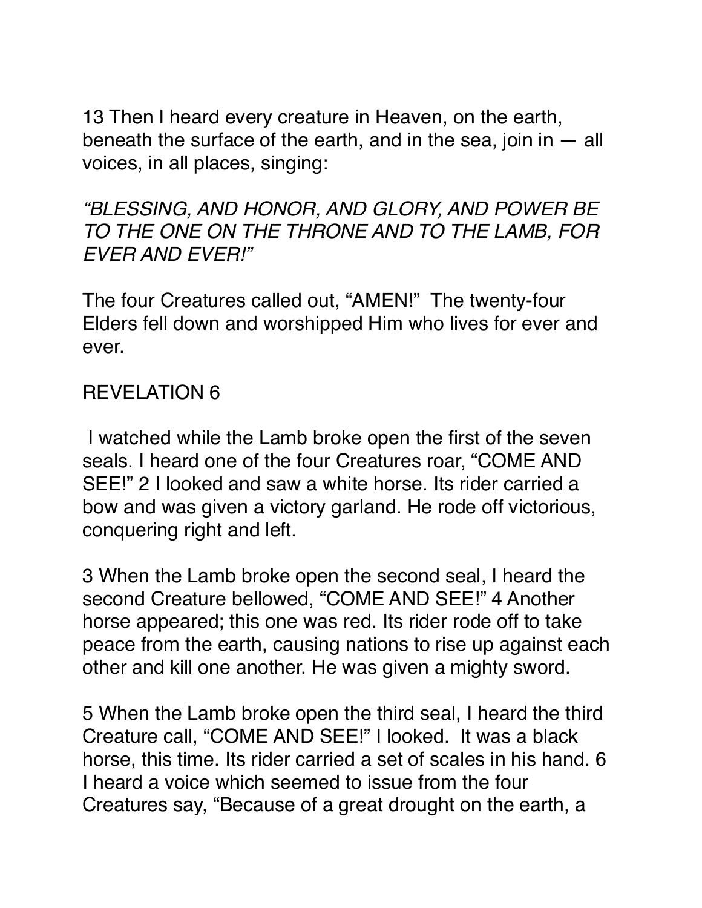13 Then I heard every creature in Heaven, on the earth, beneath the surface of the earth, and in the sea, join in — all voices, in all places, singing:

*“BLESSING, AND HONOR, AND GLORY, AND POWER BE TO THE ONE ON THE THRONE AND TO THE LAMB, FOR EVER AND EVER!”*

The four Creatures called out, “AMEN!” The twenty-four Elders fell down and worshipped Him who lives for ever and ever.

## REVELATION 6

I watched while the Lamb broke open the first of the seven seals. I heard one of the four Creatures roar, “COME AND SEE!” 2 I looked and saw a white horse. Its rider carried a bow and was given a victory garland. He rode off victorious, conquering right and left.

3 When the Lamb broke open the second seal, I heard the second Creature bellowed, “COME AND SEE!” 4 Another horse appeared; this one was red. Its rider rode off to take peace from the earth, causing nations to rise up against each other and kill one another. He was given a mighty sword.

5 When the Lamb broke open the third seal, I heard the third Creature call, “COME AND SEE!” I looked. It was a black horse, this time. Its rider carried a set of scales in his hand. 6 I heard a voice which seemed to issue from the four Creatures say, “Because of a great drought on the earth, a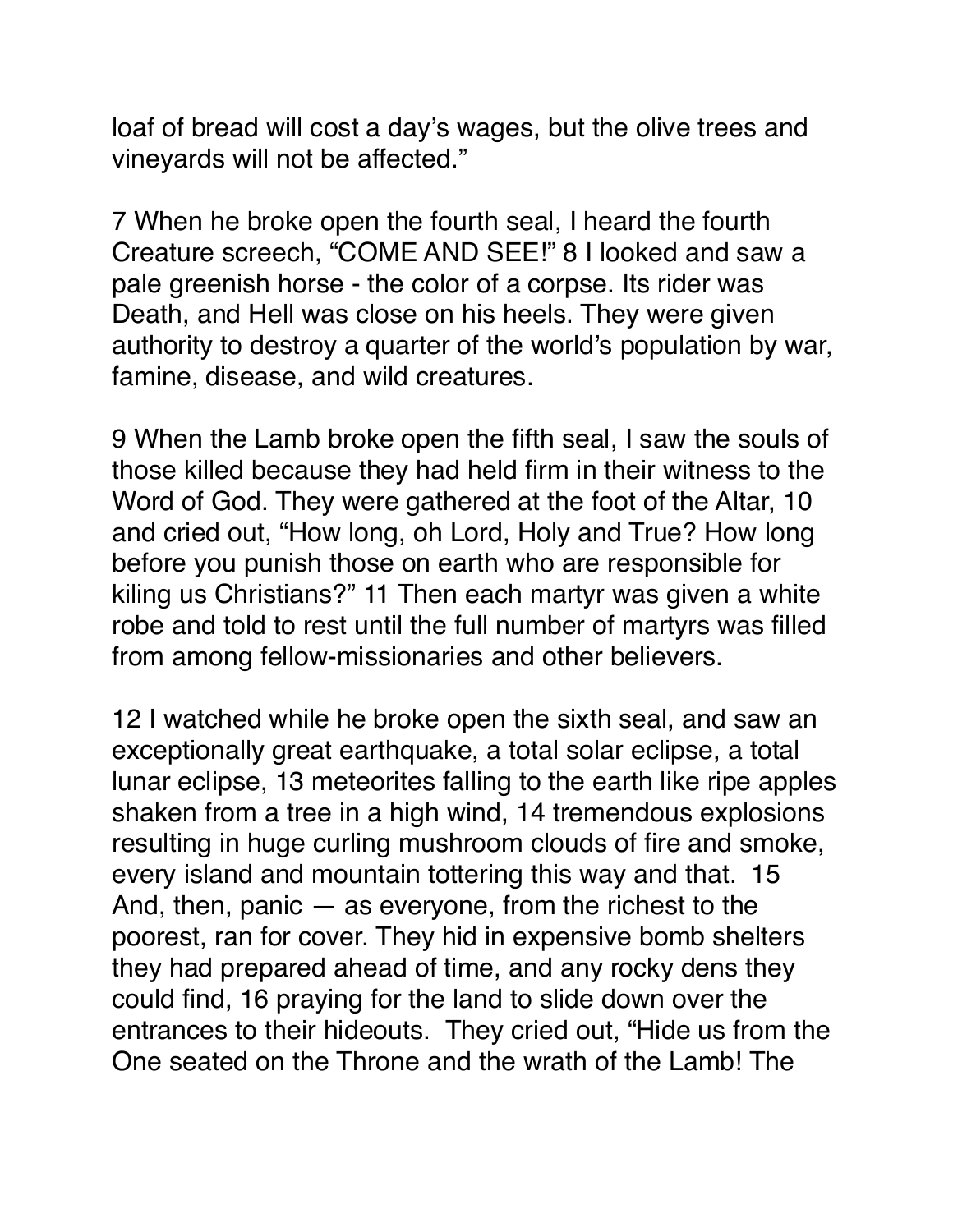loaf of bread will cost a day's wages, but the olive trees and vineyards will not be affected."

7 When he broke open the fourth seal, I heard the fourth Creature screech, "COME AND SEE!" 8 I looked and saw a pale greenish horse - the color of a corpse. Its rider was Death, and Hell was close on his heels. They were given authority to destroy a quarter of the world's population by war, famine, disease, and wild creatures.

9 When the Lamb broke open the fifth seal, I saw the souls of those killed because they had held firm in their witness to the Word of God. They were gathered at the foot of the Altar, 10 and cried out, "How long, oh Lord, Holy and True? How long before you punish those on earth who are responsible for kiling us Christians?" 11 Then each martyr was given a white robe and told to rest until the full number of martyrs was filled from among fellow-missionaries and other believers.

12 I watched while he broke open the sixth seal, and saw an exceptionally great earthquake, a total solar eclipse, a total lunar eclipse, 13 meteorites falling to the earth like ripe apples shaken from a tree in a high wind, 14 tremendous explosions resulting in huge curling mushroom clouds of fire and smoke, every island and mountain tottering this way and that. 15 And, then, panic — as everyone, from the richest to the poorest, ran for cover. They hid in expensive bomb shelters they had prepared ahead of time, and any rocky dens they could find, 16 praying for the land to slide down over the entrances to their hideouts. They cried out, "Hide us from the One seated on the Throne and the wrath of the Lamb! The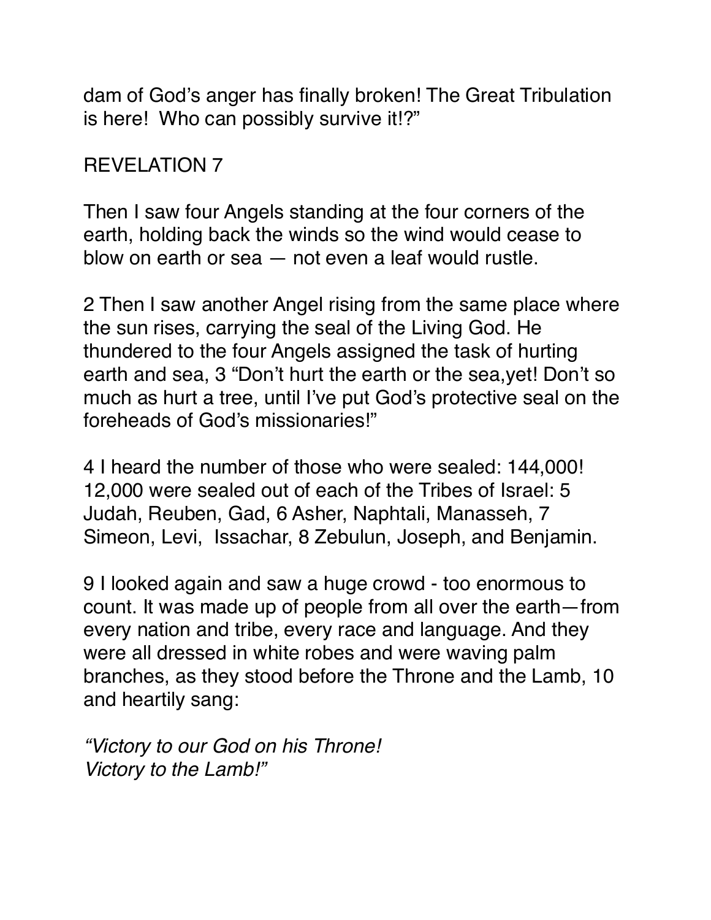dam of God’s anger has finally broken! The Great Tribulation is here!  Who can possibly survive it!?”

## REVELATION 7

Then I saw four Angels standing at the four corners of the earth, holding back the winds so the wind would cease to blow on earth or sea — not even a leaf would rustle.

2 Then I saw another Angel rising from the same place where the sun rises, carrying the seal of the Living God. He thundered to the four Angels assigned the task of hurting earth and sea, 3 “Don’t hurt the earth or the sea,yet! Don’t so much as hurt a tree, until I’ve put God’s protective seal on the foreheads of God’s missionaries!”

4 I heard the number of those who were sealed: 144,000! 12,000 were sealed out of each of the Tribes of Israel: 5 Judah, Reuben, Gad, 6 Asher, Naphtali, Manasseh, 7 Simeon, Levi,  Issachar, 8 Zebulun, Joseph, and Benjamin.

9 I looked again and saw a huge crowd - too enormous to count. It was made up of people from all over the earth—from every nation and tribe, every race and language. And they were all dressed in white robes and were waving palm branches, as they stood before the Throne and the Lamb, 10 and heartily sang:

*“Victory to our God on his Throne!*
*Victory to the Lamb!”*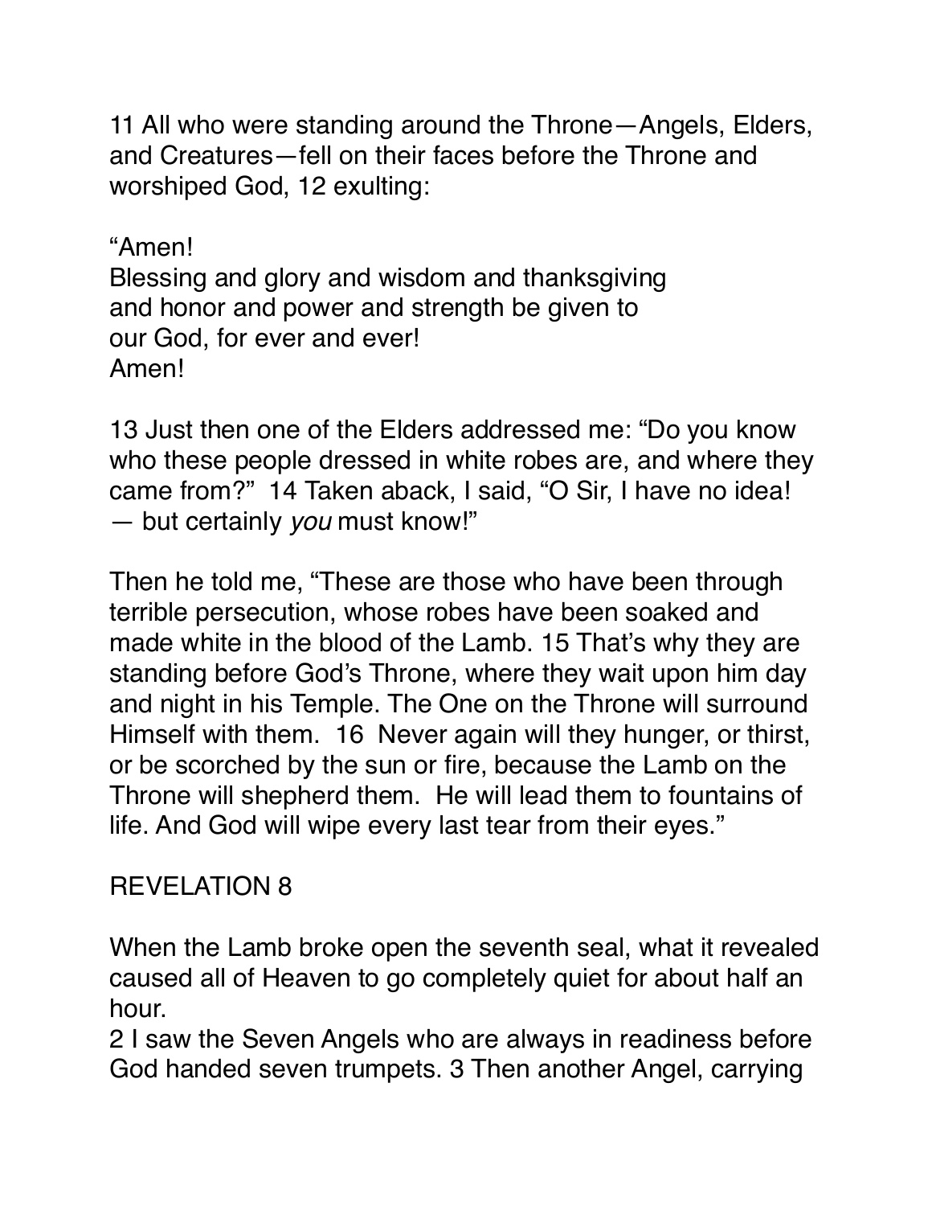11 All who were standing around the Throne—Angels, Elders, and Creatures—fell on their faces before the Throne and worshiped God, 12 exulting:

“Amen!
Blessing and glory and wisdom and thanksgiving
and honor and power and strength be given to
our God, for ever and ever!
Amen!

13 Just then one of the Elders addressed me: “Do you know who these people dressed in white robes are, and where they came from?” 14 Taken aback, I said, “O Sir, I have no idea! — but certainly *you* must know!”

Then he told me, “These are those who have been through terrible persecution, whose robes have been soaked and made white in the blood of the Lamb. 15 That’s why they are standing before God’s Throne, where they wait upon him day and night in his Temple. The One on the Throne will surround Himself with them. 16 Never again will they hunger, or thirst, or be scorched by the sun or fire, because the Lamb on the Throne will shepherd them. He will lead them to fountains of life. And God will wipe every last tear from their eyes.”

REVELATION 8

When the Lamb broke open the seventh seal, what it revealed caused all of Heaven to go completely quiet for about half an hour.
2 I saw the Seven Angels who are always in readiness before God handed seven trumpets. 3 Then another Angel, carrying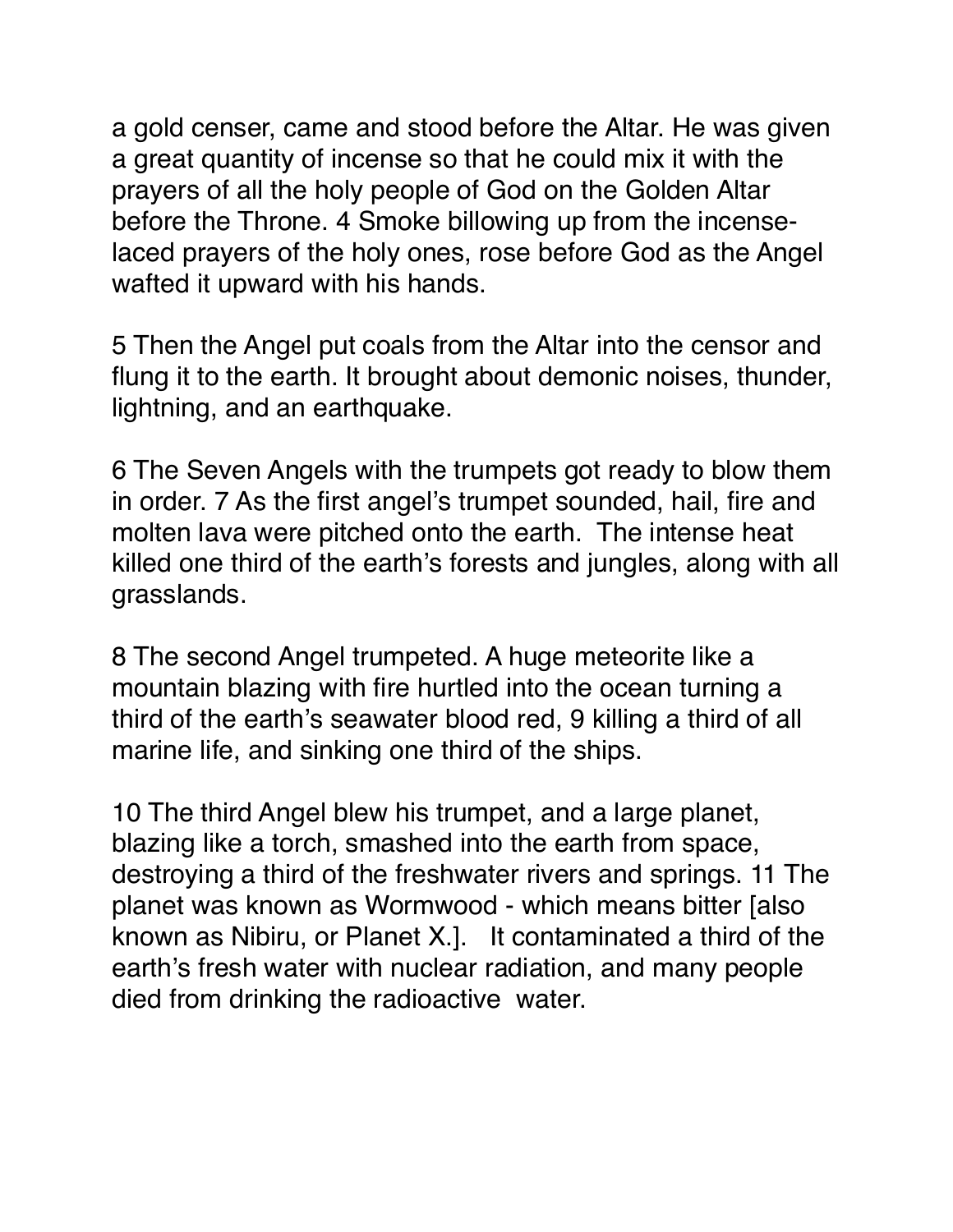a gold censer, came and stood before the Altar. He was given a great quantity of incense so that he could mix it with the prayers of all the holy people of God on the Golden Altar before the Throne. 4 Smoke billowing up from the incense-laced prayers of the holy ones, rose before God as the Angel wafted it upward with his hands.

5 Then the Angel put coals from the Altar into the censor and flung it to the earth. It brought about demonic noises, thunder, lightning, and an earthquake.

6 The Seven Angels with the trumpets got ready to blow them in order. 7 As the first angel's trumpet sounded, hail, fire and molten lava were pitched onto the earth. The intense heat killed one third of the earth's forests and jungles, along with all grasslands.

8 The second Angel trumpeted. A huge meteorite like a mountain blazing with fire hurtled into the ocean turning a third of the earth's seawater blood red, 9 killing a third of all marine life, and sinking one third of the ships.

10 The third Angel blew his trumpet, and a large planet, blazing like a torch, smashed into the earth from space, destroying a third of the freshwater rivers and springs. 11 The planet was known as Wormwood - which means bitter [also known as Nibiru, or Planet X.]. It contaminated a third of the earth's fresh water with nuclear radiation, and many people died from drinking the radioactive water.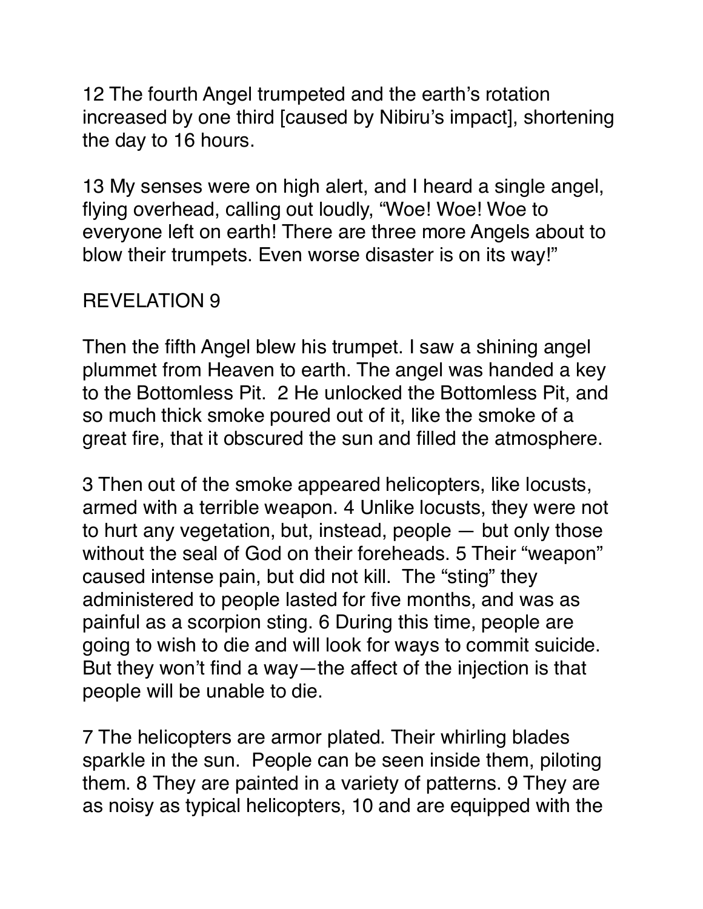12 The fourth Angel trumpeted and the earth's rotation increased by one third [caused by Nibiru's impact], shortening the day to 16 hours.

13 My senses were on high alert, and I heard a single angel, flying overhead, calling out loudly, "Woe! Woe! Woe to everyone left on earth! There are three more Angels about to blow their trumpets. Even worse disaster is on its way!"

## REVELATION 9

Then the fifth Angel blew his trumpet. I saw a shining angel plummet from Heaven to earth. The angel was handed a key to the Bottomless Pit. 2 He unlocked the Bottomless Pit, and so much thick smoke poured out of it, like the smoke of a great fire, that it obscured the sun and filled the atmosphere.

3 Then out of the smoke appeared helicopters, like locusts, armed with a terrible weapon. 4 Unlike locusts, they were not to hurt any vegetation, but, instead, people — but only those without the seal of God on their foreheads. 5 Their "weapon" caused intense pain, but did not kill. The "sting" they administered to people lasted for five months, and was as painful as a scorpion sting. 6 During this time, people are going to wish to die and will look for ways to commit suicide. But they won't find a way—the affect of the injection is that people will be unable to die.

7 The helicopters are armor plated. Their whirling blades sparkle in the sun. People can be seen inside them, piloting them. 8 They are painted in a variety of patterns. 9 They are as noisy as typical helicopters, 10 and are equipped with the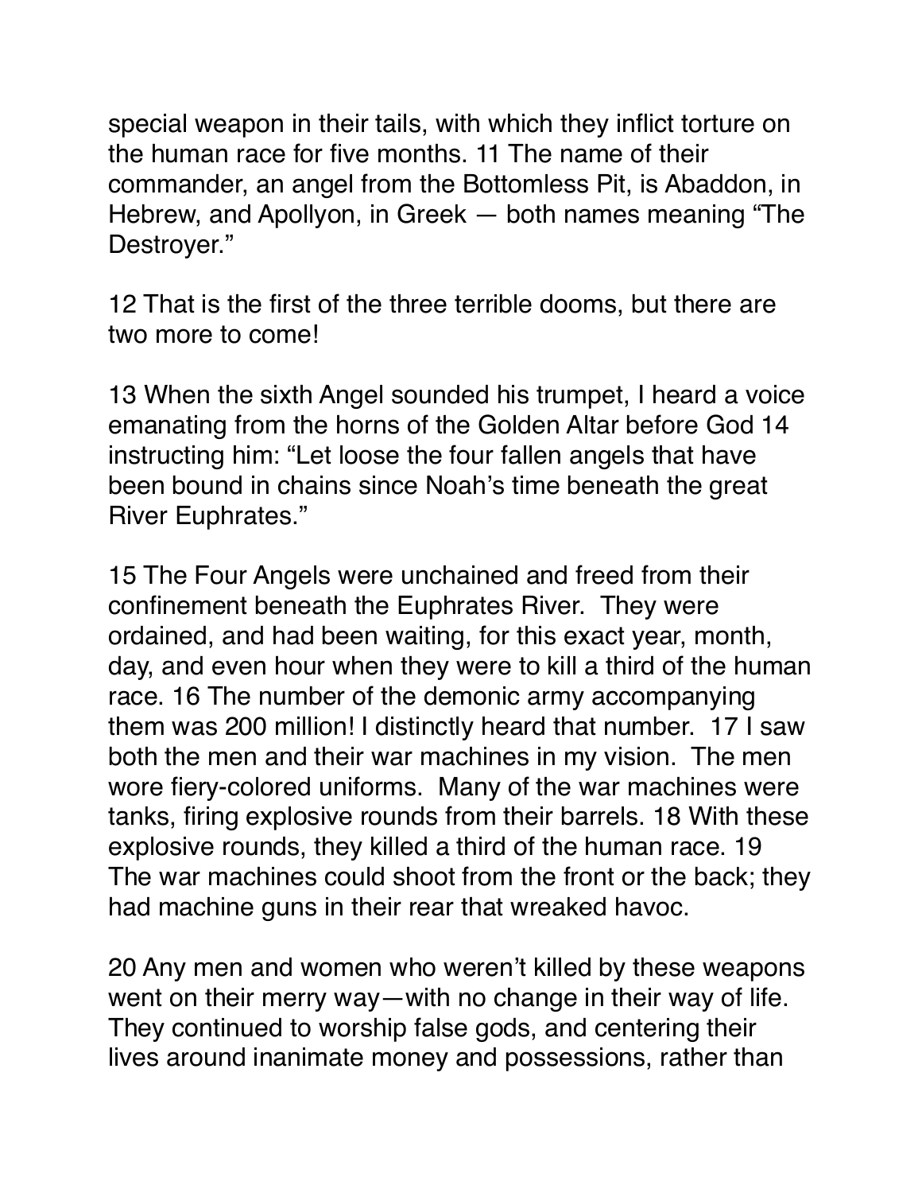special weapon in their tails, with which they inflict torture on the human race for five months. 11 The name of their commander, an angel from the Bottomless Pit, is Abaddon, in Hebrew, and Apollyon, in Greek — both names meaning "The Destroyer."

12 That is the first of the three terrible dooms, but there are two more to come!

13 When the sixth Angel sounded his trumpet, I heard a voice emanating from the horns of the Golden Altar before God 14 instructing him: "Let loose the four fallen angels that have been bound in chains since Noah's time beneath the great River Euphrates."

15 The Four Angels were unchained and freed from their confinement beneath the Euphrates River. They were ordained, and had been waiting, for this exact year, month, day, and even hour when they were to kill a third of the human race. 16 The number of the demonic army accompanying them was 200 million! I distinctly heard that number. 17 I saw both the men and their war machines in my vision. The men wore fiery-colored uniforms. Many of the war machines were tanks, firing explosive rounds from their barrels. 18 With these explosive rounds, they killed a third of the human race. 19 The war machines could shoot from the front or the back; they had machine guns in their rear that wreaked havoc.

20 Any men and women who weren't killed by these weapons went on their merry way—with no change in their way of life. They continued to worship false gods, and centering their lives around inanimate money and possessions, rather than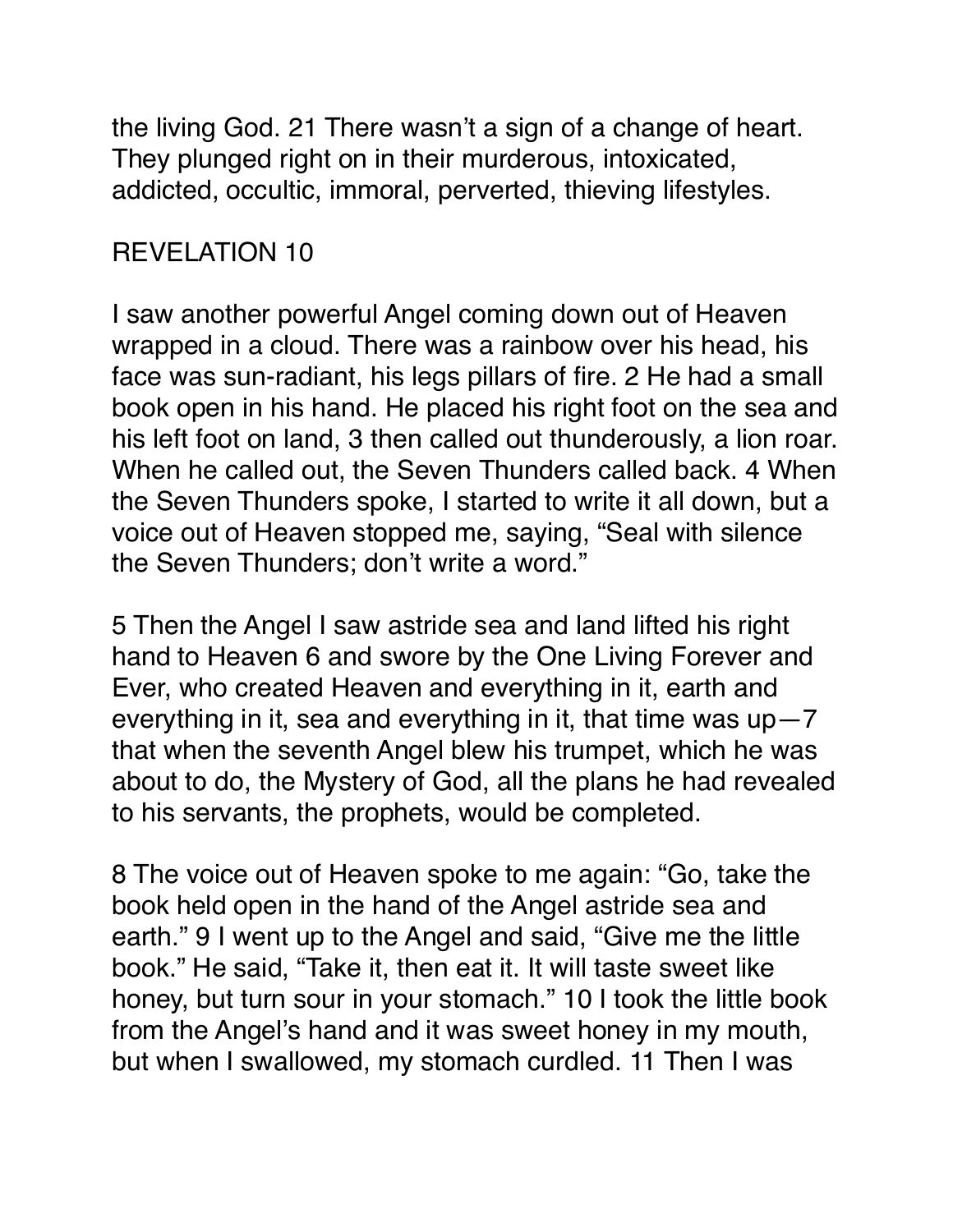the living God. 21 There wasn't a sign of a change of heart. They plunged right on in their murderous, intoxicated, addicted, occultic, immoral, perverted, thieving lifestyles.

## REVELATION 10

I saw another powerful Angel coming down out of Heaven wrapped in a cloud. There was a rainbow over his head, his face was sun-radiant, his legs pillars of fire. 2 He had a small book open in his hand. He placed his right foot on the sea and his left foot on land, 3 then called out thunderously, a lion roar. When he called out, the Seven Thunders called back. 4 When the Seven Thunders spoke, I started to write it all down, but a voice out of Heaven stopped me, saying, "Seal with silence the Seven Thunders; don't write a word."

5 Then the Angel I saw astride sea and land lifted his right hand to Heaven 6 and swore by the One Living Forever and Ever, who created Heaven and everything in it, earth and everything in it, sea and everything in it, that time was up—7 that when the seventh Angel blew his trumpet, which he was about to do, the Mystery of God, all the plans he had revealed to his servants, the prophets, would be completed.

8 The voice out of Heaven spoke to me again: "Go, take the book held open in the hand of the Angel astride sea and earth." 9 I went up to the Angel and said, "Give me the little book." He said, "Take it, then eat it. It will taste sweet like honey, but turn sour in your stomach." 10 I took the little book from the Angel's hand and it was sweet honey in my mouth, but when I swallowed, my stomach curdled. 11 Then I was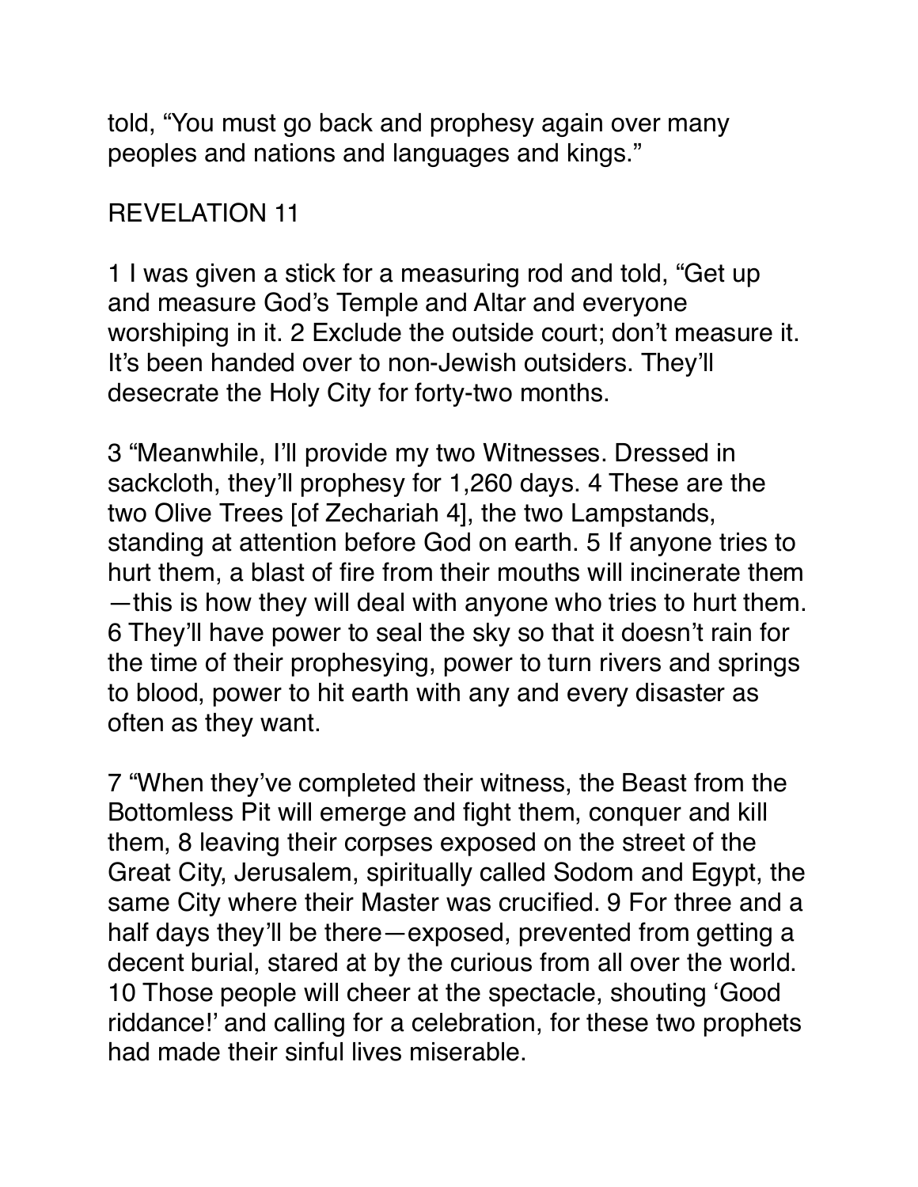told, “You must go back and prophesy again over many peoples and nations and languages and kings.”

## REVELATION 11

1 I was given a stick for a measuring rod and told, “Get up and measure God’s Temple and Altar and everyone worshiping in it. 2 Exclude the outside court; don’t measure it. It’s been handed over to non-Jewish outsiders. They’ll desecrate the Holy City for forty-two months.

3 “Meanwhile, I’ll provide my two Witnesses. Dressed in sackcloth, they’ll prophesy for 1,260 days. 4 These are the two Olive Trees [of Zechariah 4], the two Lampstands, standing at attention before God on earth. 5 If anyone tries to hurt them, a blast of fire from their mouths will incinerate them —this is how they will deal with anyone who tries to hurt them. 6 They’ll have power to seal the sky so that it doesn’t rain for the time of their prophesying, power to turn rivers and springs to blood, power to hit earth with any and every disaster as often as they want.

7 “When they’ve completed their witness, the Beast from the Bottomless Pit will emerge and fight them, conquer and kill them, 8 leaving their corpses exposed on the street of the Great City, Jerusalem, spiritually called Sodom and Egypt, the same City where their Master was crucified. 9 For three and a half days they’ll be there—exposed, prevented from getting a decent burial, stared at by the curious from all over the world. 10 Those people will cheer at the spectacle, shouting ‘Good riddance!’ and calling for a celebration, for these two prophets had made their sinful lives miserable.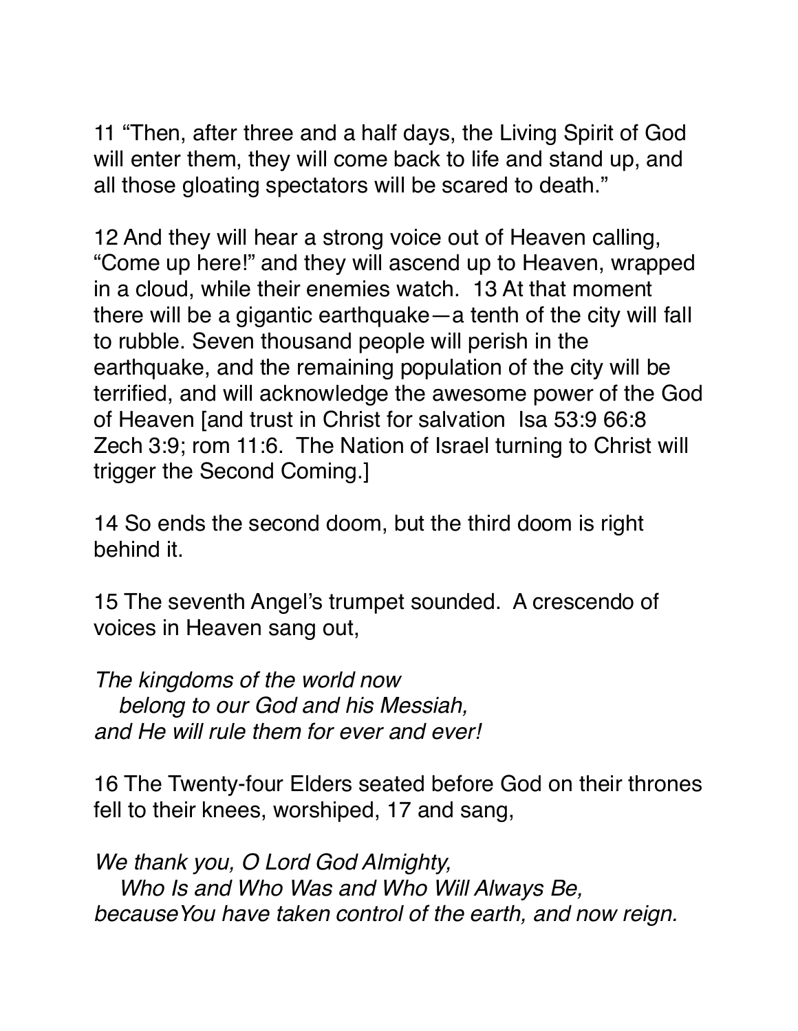11 “Then, after three and a half days, the Living Spirit of God will enter them, they will come back to life and stand up, and all those gloating spectators will be scared to death.”

12 And they will hear a strong voice out of Heaven calling, “Come up here!” and they will ascend up to Heaven, wrapped in a cloud, while their enemies watch.  13 At that moment there will be a gigantic earthquake—a tenth of the city will fall to rubble. Seven thousand people will perish in the earthquake, and the remaining population of the city will be terrified, and will acknowledge the awesome power of the God of Heaven [and trust in Christ for salvation  Isa 53:9 66:8 Zech 3:9; rom 11:6.  The Nation of Israel turning to Christ will trigger the Second Coming.]

14 So ends the second doom, but the third doom is right behind it.

15 The seventh Angel’s trumpet sounded.  A crescendo of voices in Heaven sang out,

*The kingdoms of the world now*
*belong to our God and his Messiah,*
*and He will rule them for ever and ever!*

16 The Twenty-four Elders seated before God on their thrones fell to their knees, worshiped, 17 and sang,

*We thank you, O Lord God Almighty,*
*Who Is and Who Was and Who Will Always Be,*
*becauseYou have taken control of the earth, and now reign.*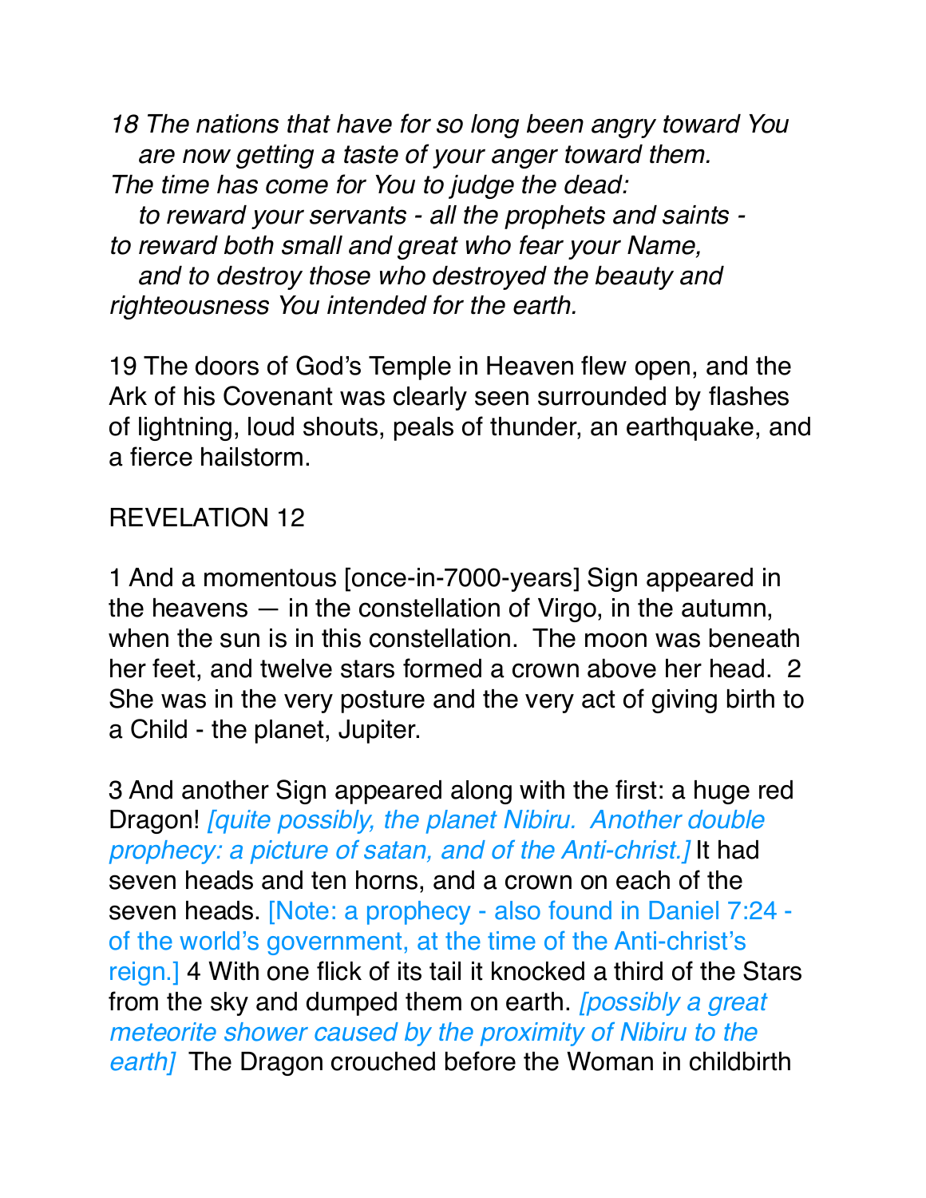*18 The nations that have for so long been angry toward You*
*are now getting a taste of your anger toward them.*
*The time has come for You to judge the dead:*
*to reward your servants - all the prophets and saints -*
*to reward both small and great who fear your Name,*
*and to destroy those who destroyed the beauty and righteousness You intended for the earth.*

19 The doors of God's Temple in Heaven flew open, and the Ark of his Covenant was clearly seen surrounded by flashes of lightning, loud shouts, peals of thunder, an earthquake, and a fierce hailstorm.

REVELATION 12

1 And a momentous [once-in-7000-years] Sign appeared in the heavens — in the constellation of Virgo, in the autumn, when the sun is in this constellation. The moon was beneath her feet, and twelve stars formed a crown above her head. 2 She was in the very posture and the very act of giving birth to a Child - the planet, Jupiter.

3 And another Sign appeared along with the first: a huge red Dragon! *[quite possibly, the planet Nibiru. Another double prophecy: a picture of satan, and of the Anti-christ.]* It had seven heads and ten horns, and a crown on each of the seven heads. [Note: a prophecy - also found in Daniel 7:24 - of the world's government, at the time of the Anti-christ's reign.] 4 With one flick of its tail it knocked a third of the Stars from the sky and dumped them on earth. *[possibly a great meteorite shower caused by the proximity of Nibiru to the earth]* The Dragon crouched before the Woman in childbirth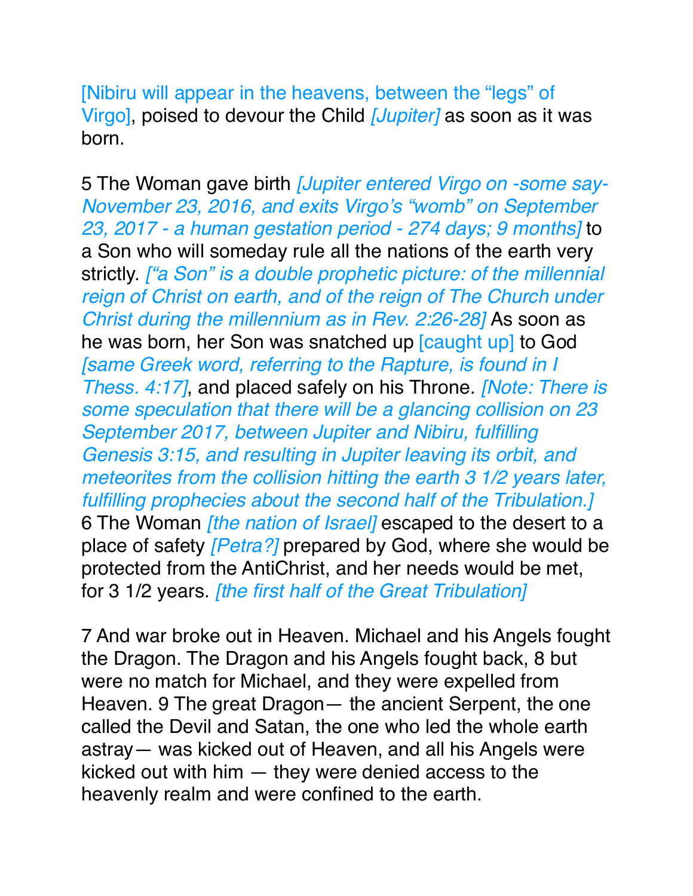[Nibiru will appear in the heavens, between the “legs” of Virgo], poised to devour the Child *[Jupiter]* as soon as it was born.

5 The Woman gave birth *[Jupiter entered Virgo on -some say- November 23, 2016, and exits Virgo’s “womb” on September 23, 2017 - a human gestation period - 274 days; 9 months]* to a Son who will someday rule all the nations of the earth very strictly. *[“a Son” is a double prophetic picture: of the millennial reign of Christ on earth, and of the reign of The Church under Christ during the millennium as in Rev. 2:26-28]* As soon as he was born, her Son was snatched up [caught up] to God *[same Greek word, referring to the Rapture, is found in I Thess. 4:17]*, and placed safely on his Throne. *[Note: There is some speculation that there will be a glancing collision on 23 September 2017, between Jupiter and Nibiru, fulfilling Genesis 3:15, and resulting in Jupiter leaving its orbit, and meteorites from the collision hitting the earth 3 1/2 years later, fulfilling prophecies about the second half of the Tribulation.]* 6 The Woman *[the nation of Israel]* escaped to the desert to a place of safety *[Petra?]* prepared by God, where she would be protected from the AntiChrist, and her needs would be met, for 3 1/2 years. *[the first half of the Great Tribulation]*

7 And war broke out in Heaven. Michael and his Angels fought the Dragon. The Dragon and his Angels fought back, 8 but were no match for Michael, and they were expelled from Heaven. 9 The great Dragon— the ancient Serpent, the one called the Devil and Satan, the one who led the whole earth astray— was kicked out of Heaven, and all his Angels were kicked out with him — they were denied access to the heavenly realm and were confined to the earth.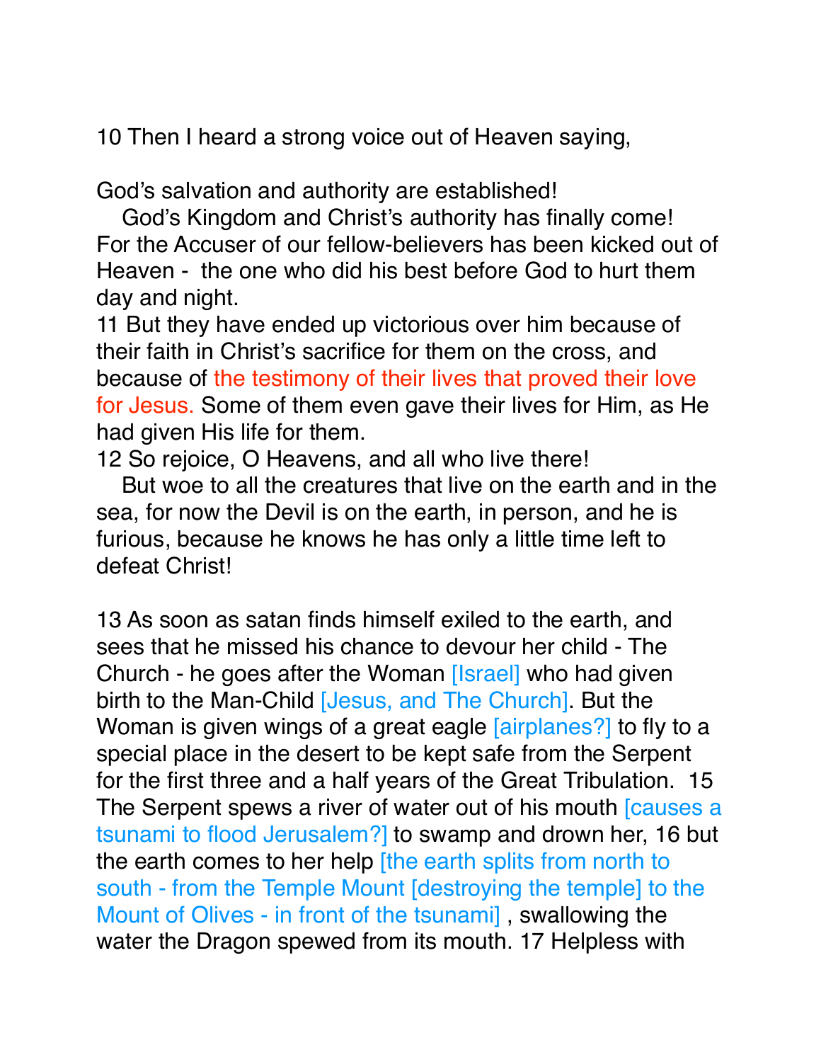10 Then I heard a strong voice out of Heaven saying,

God's salvation and authority are established!
   God's Kingdom and Christ's authority has finally come!
For the Accuser of our fellow-believers has been kicked out of Heaven -  the one who did his best before God to hurt them day and night.
11 But they have ended up victorious over him because of their faith in Christ's sacrifice for them on the cross, and because of the testimony of their lives that proved their love for Jesus. Some of them even gave their lives for Him, as He had given His life for them.
12 So rejoice, O Heavens, and all who live there!
   But woe to all the creatures that live on the earth and in the sea, for now the Devil is on the earth, in person, and he is furious, because he knows he has only a little time left to defeat Christ!

13 As soon as satan finds himself exiled to the earth, and sees that he missed his chance to devour her child - The Church - he goes after the Woman [Israel] who had given birth to the Man-Child [Jesus, and The Church]. But the Woman is given wings of a great eagle [airplanes?] to fly to a special place in the desert to be kept safe from the Serpent for the first three and a half years of the Great Tribulation.  15 The Serpent spews a river of water out of his mouth [causes a tsunami to flood Jerusalem?] to swamp and drown her, 16 but the earth comes to her help [the earth splits from north to south - from the Temple Mount [destroying the temple] to the Mount of Olives - in front of the tsunami] , swallowing the water the Dragon spewed from its mouth. 17 Helpless with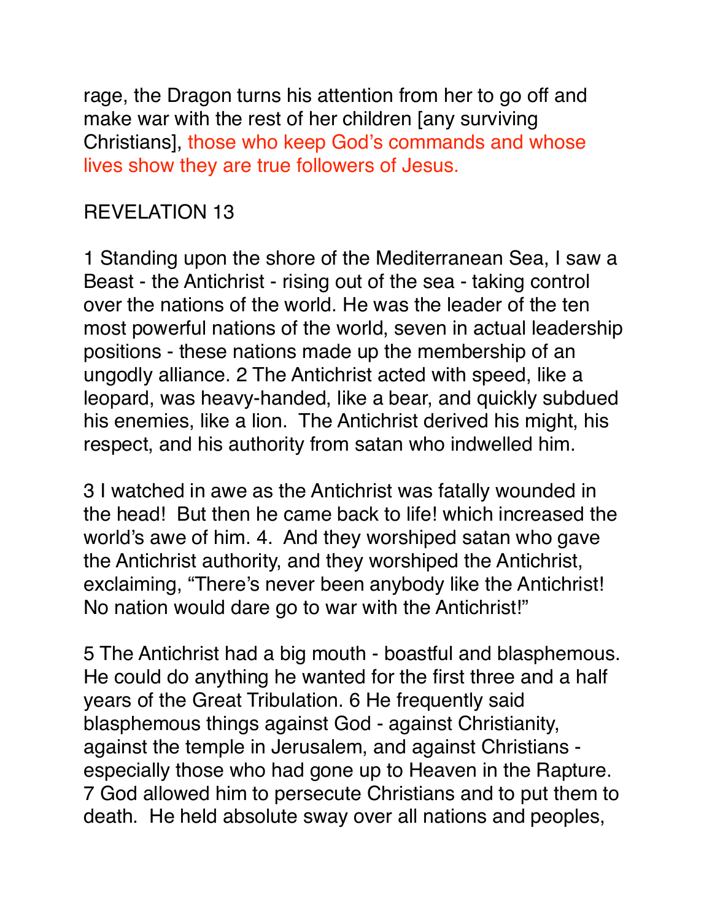rage, the Dragon turns his attention from her to go off and make war with the rest of her children [any surviving Christians], those who keep God's commands and whose lives show they are true followers of Jesus.

REVELATION 13

1 Standing upon the shore of the Mediterranean Sea, I saw a Beast - the Antichrist - rising out of the sea - taking control over the nations of the world. He was the leader of the ten most powerful nations of the world, seven in actual leadership positions - these nations made up the membership of an ungodly alliance. 2 The Antichrist acted with speed, like a leopard, was heavy-handed, like a bear, and quickly subdued his enemies, like a lion. The Antichrist derived his might, his respect, and his authority from satan who indwelled him.

3 I watched in awe as the Antichrist was fatally wounded in the head! But then he came back to life! which increased the world's awe of him. 4. And they worshiped satan who gave the Antichrist authority, and they worshiped the Antichrist, exclaiming, "There's never been anybody like the Antichrist! No nation would dare go to war with the Antichrist!"

5 The Antichrist had a big mouth - boastful and blasphemous. He could do anything he wanted for the first three and a half years of the Great Tribulation. 6 He frequently said blasphemous things against God - against Christianity, against the temple in Jerusalem, and against Christians - especially those who had gone up to Heaven in the Rapture. 7 God allowed him to persecute Christians and to put them to death. He held absolute sway over all nations and peoples,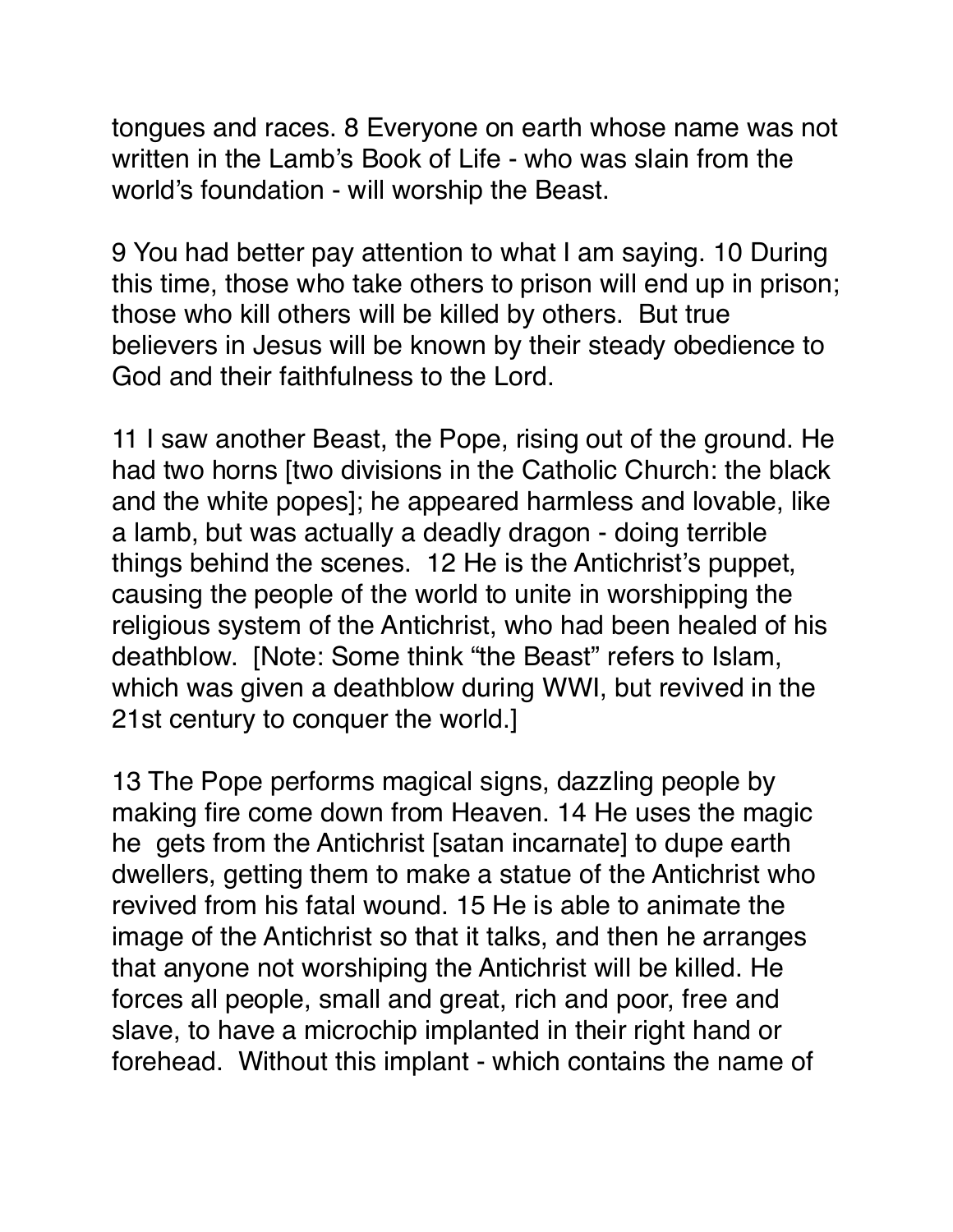tongues and races. 8 Everyone on earth whose name was not written in the Lamb's Book of Life - who was slain from the world's foundation - will worship the Beast.

9 You had better pay attention to what I am saying. 10 During this time, those who take others to prison will end up in prison; those who kill others will be killed by others. But true believers in Jesus will be known by their steady obedience to God and their faithfulness to the Lord.

11 I saw another Beast, the Pope, rising out of the ground. He had two horns [two divisions in the Catholic Church: the black and the white popes]; he appeared harmless and lovable, like a lamb, but was actually a deadly dragon - doing terrible things behind the scenes. 12 He is the Antichrist's puppet, causing the people of the world to unite in worshipping the religious system of the Antichrist, who had been healed of his deathblow. [Note: Some think "the Beast" refers to Islam, which was given a deathblow during WWI, but revived in the 21st century to conquer the world.]

13 The Pope performs magical signs, dazzling people by making fire come down from Heaven. 14 He uses the magic he gets from the Antichrist [satan incarnate] to dupe earth dwellers, getting them to make a statue of the Antichrist who revived from his fatal wound. 15 He is able to animate the image of the Antichrist so that it talks, and then he arranges that anyone not worshiping the Antichrist will be killed. He forces all people, small and great, rich and poor, free and slave, to have a microchip implanted in their right hand or forehead. Without this implant - which contains the name of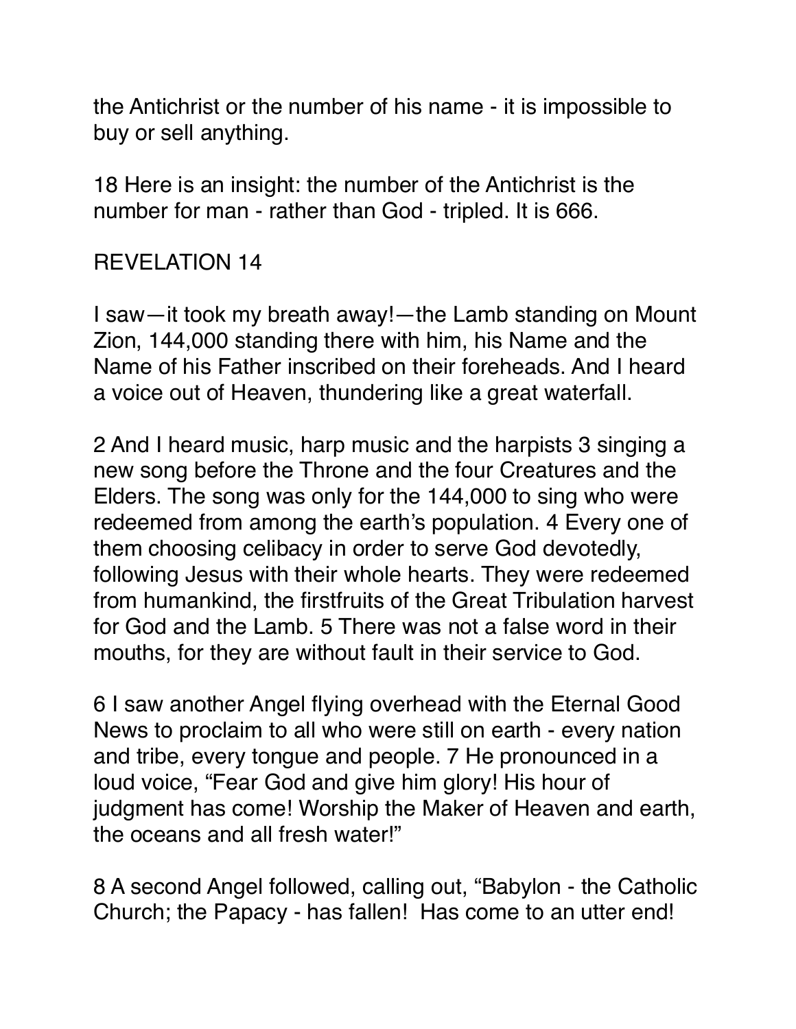the Antichrist or the number of his name - it is impossible to buy or sell anything.

18 Here is an insight: the number of the Antichrist is the number for man - rather than God - tripled. It is 666.

REVELATION 14

I saw—it took my breath away!—the Lamb standing on Mount Zion, 144,000 standing there with him, his Name and the Name of his Father inscribed on their foreheads. And I heard a voice out of Heaven, thundering like a great waterfall.

2 And I heard music, harp music and the harpists 3 singing a new song before the Throne and the four Creatures and the Elders. The song was only for the 144,000 to sing who were redeemed from among the earth's population. 4 Every one of them choosing celibacy in order to serve God devotedly, following Jesus with their whole hearts. They were redeemed from humankind, the firstfruits of the Great Tribulation harvest for God and the Lamb. 5 There was not a false word in their mouths, for they are without fault in their service to God.

6 I saw another Angel flying overhead with the Eternal Good News to proclaim to all who were still on earth - every nation and tribe, every tongue and people. 7 He pronounced in a loud voice, "Fear God and give him glory! His hour of judgment has come! Worship the Maker of Heaven and earth, the oceans and all fresh water!"

8 A second Angel followed, calling out, "Babylon - the Catholic Church; the Papacy - has fallen!  Has come to an utter end!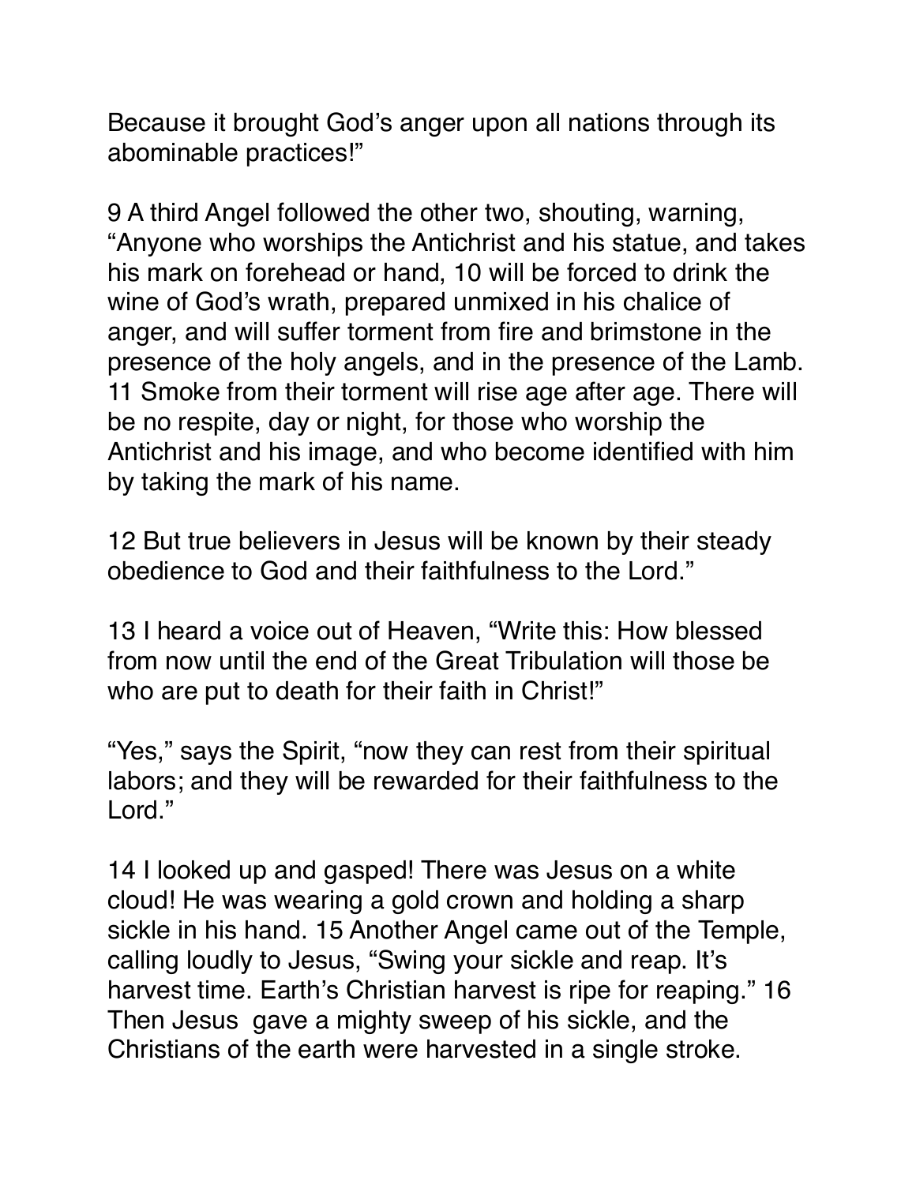Because it brought God's anger upon all nations through its abominable practices!"

9 A third Angel followed the other two, shouting, warning, "Anyone who worships the Antichrist and his statue, and takes his mark on forehead or hand, 10 will be forced to drink the wine of God's wrath, prepared unmixed in his chalice of anger, and will suffer torment from fire and brimstone in the presence of the holy angels, and in the presence of the Lamb. 11 Smoke from their torment will rise age after age. There will be no respite, day or night, for those who worship the Antichrist and his image, and who become identified with him by taking the mark of his name.

12 But true believers in Jesus will be known by their steady obedience to God and their faithfulness to the Lord."

13 I heard a voice out of Heaven, "Write this: How blessed from now until the end of the Great Tribulation will those be who are put to death for their faith in Christ!"

"Yes," says the Spirit, "now they can rest from their spiritual labors; and they will be rewarded for their faithfulness to the Lord."

14 I looked up and gasped! There was Jesus on a white cloud! He was wearing a gold crown and holding a sharp sickle in his hand. 15 Another Angel came out of the Temple, calling loudly to Jesus, "Swing your sickle and reap. It's harvest time. Earth's Christian harvest is ripe for reaping." 16 Then Jesus gave a mighty sweep of his sickle, and the Christians of the earth were harvested in a single stroke.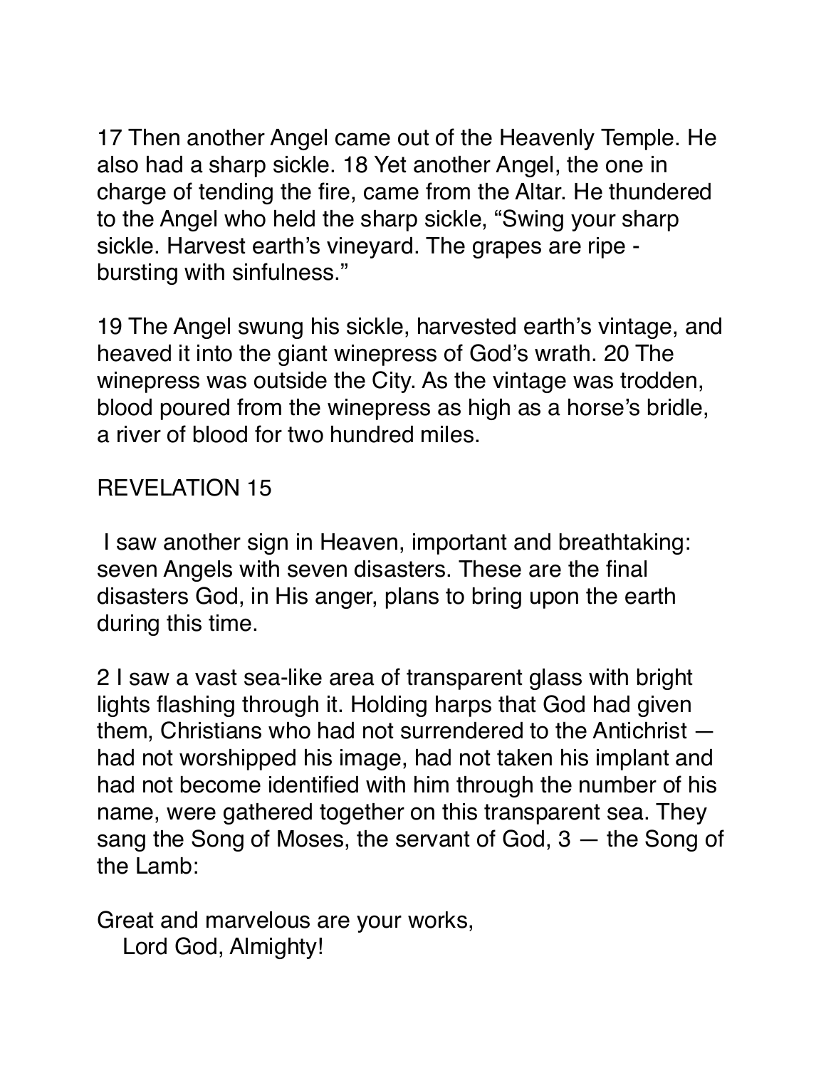17 Then another Angel came out of the Heavenly Temple. He also had a sharp sickle. 18 Yet another Angel, the one in charge of tending the fire, came from the Altar. He thundered to the Angel who held the sharp sickle, “Swing your sharp sickle. Harvest earth’s vineyard. The grapes are ripe - bursting with sinfulness.”

19 The Angel swung his sickle, harvested earth’s vintage, and heaved it into the giant winepress of God’s wrath. 20 The winepress was outside the City. As the vintage was trodden, blood poured from the winepress as high as a horse’s bridle, a river of blood for two hundred miles.

## REVELATION 15

I saw another sign in Heaven, important and breathtaking: seven Angels with seven disasters. These are the final disasters God, in His anger, plans to bring upon the earth during this time.

2 I saw a vast sea-like area of transparent glass with bright lights flashing through it. Holding harps that God had given them, Christians who had not surrendered to the Antichrist — had not worshipped his image, had not taken his implant and had not become identified with him through the number of his name, were gathered together on this transparent sea. They sang the Song of Moses, the servant of God, 3 — the Song of the Lamb:

Great and marvelous are your works,  
   Lord God, Almighty!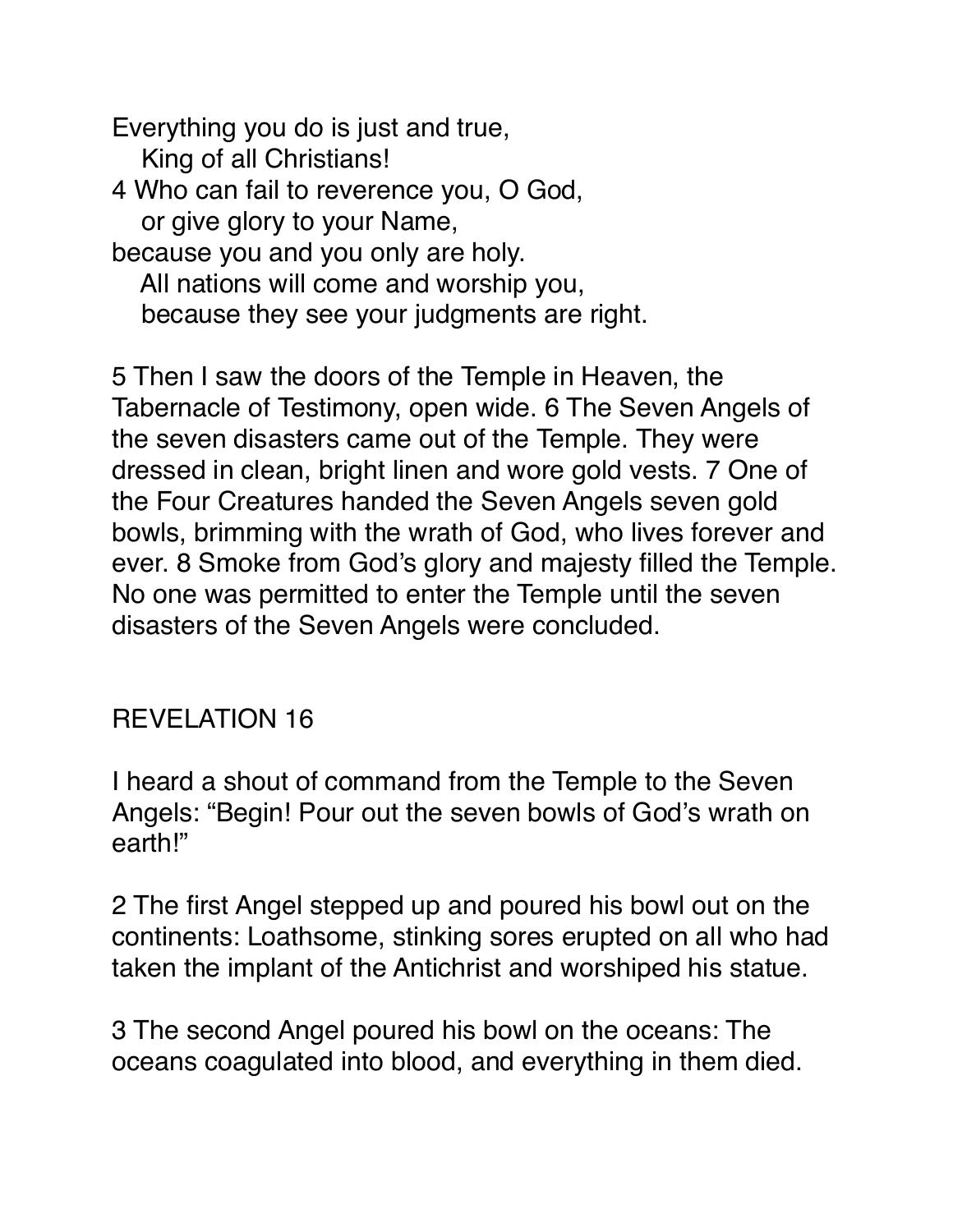Everything you do is just and true,
   King of all Christians!
4 Who can fail to reverence you, O God,
   or give glory to your Name,
because you and you only are holy.
   All nations will come and worship you,
   because they see your judgments are right.

5 Then I saw the doors of the Temple in Heaven, the Tabernacle of Testimony, open wide. 6 The Seven Angels of the seven disasters came out of the Temple. They were dressed in clean, bright linen and wore gold vests. 7 One of the Four Creatures handed the Seven Angels seven gold bowls, brimming with the wrath of God, who lives forever and ever. 8 Smoke from God's glory and majesty filled the Temple. No one was permitted to enter the Temple until the seven disasters of the Seven Angels were concluded.

## REVELATION 16

I heard a shout of command from the Temple to the Seven Angels: "Begin! Pour out the seven bowls of God's wrath on earth!"

2 The first Angel stepped up and poured his bowl out on the continents: Loathsome, stinking sores erupted on all who had taken the implant of the Antichrist and worshiped his statue.

3 The second Angel poured his bowl on the oceans: The oceans coagulated into blood, and everything in them died.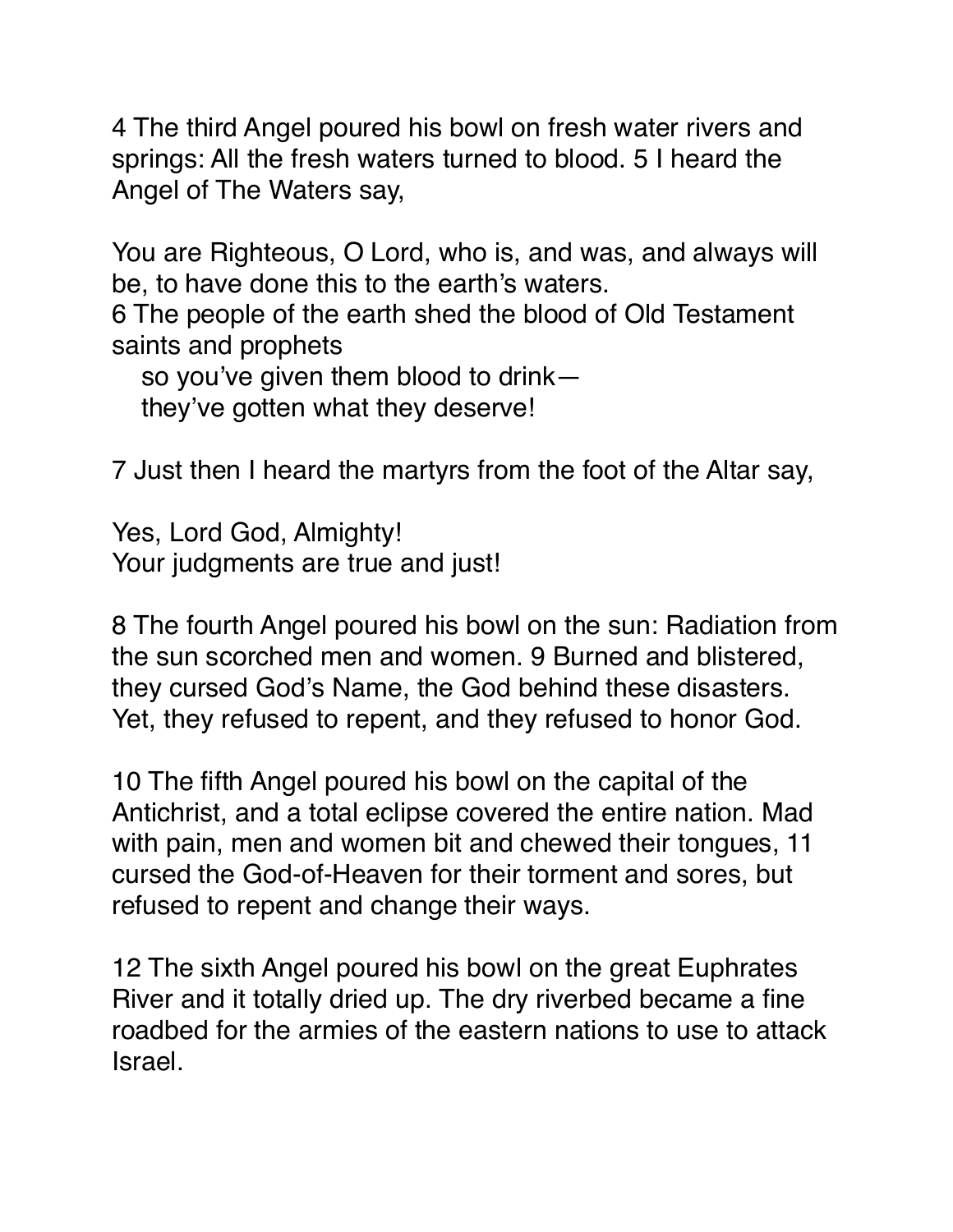4 The third Angel poured his bowl on fresh water rivers and springs: All the fresh waters turned to blood. 5 I heard the Angel of The Waters say,

You are Righteous, O Lord, who is, and was, and always will be, to have done this to the earth's waters.
6 The people of the earth shed the blood of Old Testament saints and prophets
so you've given them blood to drink—
they've gotten what they deserve!

7 Just then I heard the martyrs from the foot of the Altar say,

Yes, Lord God, Almighty!
Your judgments are true and just!

8 The fourth Angel poured his bowl on the sun: Radiation from the sun scorched men and women. 9 Burned and blistered, they cursed God's Name, the God behind these disasters. Yet, they refused to repent, and they refused to honor God.

10 The fifth Angel poured his bowl on the capital of the Antichrist, and a total eclipse covered the entire nation. Mad with pain, men and women bit and chewed their tongues, 11 cursed the God-of-Heaven for their torment and sores, but refused to repent and change their ways.

12 The sixth Angel poured his bowl on the great Euphrates River and it totally dried up. The dry riverbed became a fine roadbed for the armies of the eastern nations to use to attack Israel.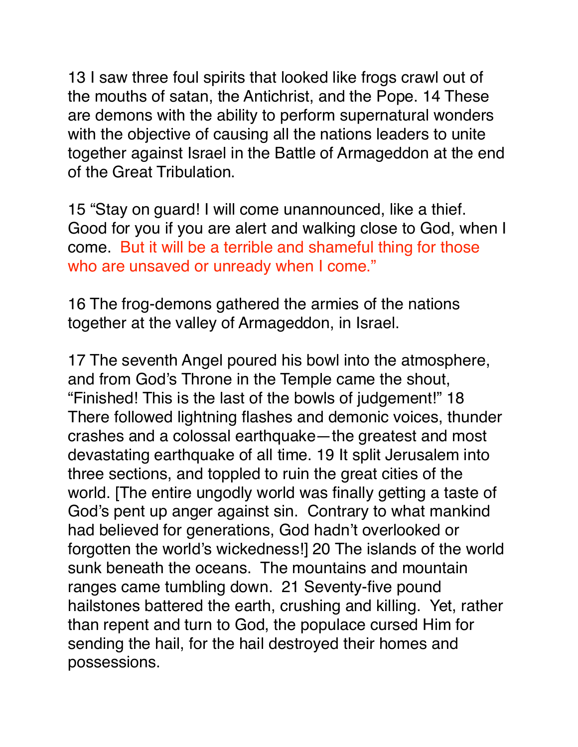13 I saw three foul spirits that looked like frogs crawl out of the mouths of satan, the Antichrist, and the Pope. 14 These are demons with the ability to perform supernatural wonders with the objective of causing all the nations leaders to unite together against Israel in the Battle of Armageddon at the end of the Great Tribulation.

15 “Stay on guard! I will come unannounced, like a thief. Good for you if you are alert and walking close to God, when I come. But it will be a terrible and shameful thing for those who are unsaved or unready when I come.”

16 The frog-demons gathered the armies of the nations together at the valley of Armageddon, in Israel.

17 The seventh Angel poured his bowl into the atmosphere, and from God’s Throne in the Temple came the shout, “Finished! This is the last of the bowls of judgement!” 18 There followed lightning flashes and demonic voices, thunder crashes and a colossal earthquake—the greatest and most devastating earthquake of all time. 19 It split Jerusalem into three sections, and toppled to ruin the great cities of the world. [The entire ungodly world was finally getting a taste of God’s pent up anger against sin. Contrary to what mankind had believed for generations, God hadn’t overlooked or forgotten the world’s wickedness!] 20 The islands of the world sunk beneath the oceans. The mountains and mountain ranges came tumbling down. 21 Seventy-five pound hailstones battered the earth, crushing and killing. Yet, rather than repent and turn to God, the populace cursed Him for sending the hail, for the hail destroyed their homes and possessions.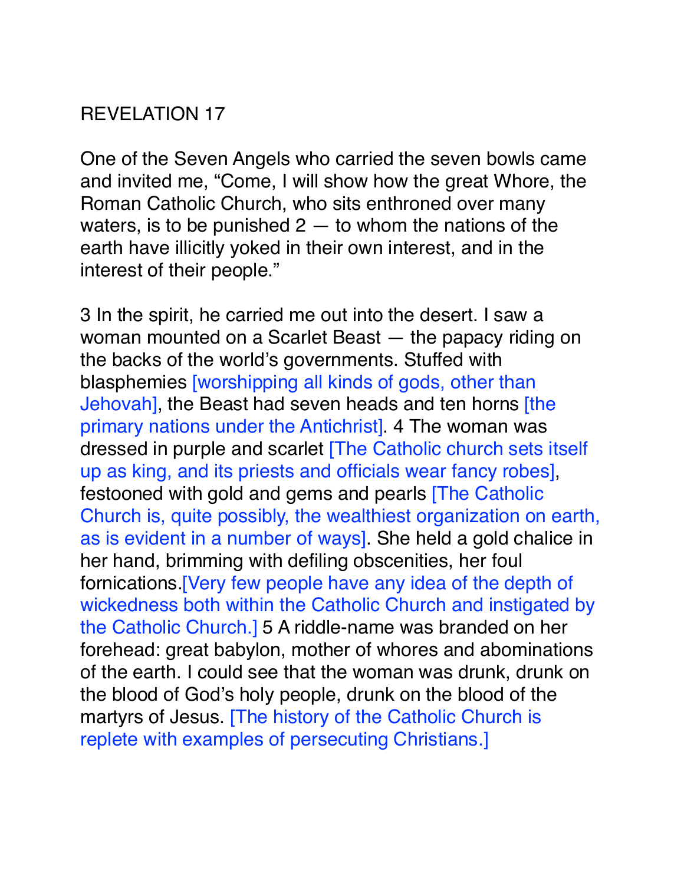REVELATION 17

One of the Seven Angels who carried the seven bowls came and invited me, "Come, I will show how the great Whore, the Roman Catholic Church, who sits enthroned over many waters, is to be punished 2 — to whom the nations of the earth have illicitly yoked in their own interest, and in the interest of their people."

3 In the spirit, he carried me out into the desert. I saw a woman mounted on a Scarlet Beast — the papacy riding on the backs of the world's governments. Stuffed with blasphemies [worshipping all kinds of gods, other than Jehovah], the Beast had seven heads and ten horns [the primary nations under the Antichrist]. 4 The woman was dressed in purple and scarlet [The Catholic church sets itself up as king, and its priests and officials wear fancy robes], festooned with gold and gems and pearls [The Catholic Church is, quite possibly, the wealthiest organization on earth, as is evident in a number of ways]. She held a gold chalice in her hand, brimming with defiling obscenities, her foul fornications.[Very few people have any idea of the depth of wickedness both within the Catholic Church and instigated by the Catholic Church.] 5 A riddle-name was branded on her forehead: great babylon, mother of whores and abominations of the earth. I could see that the woman was drunk, drunk on the blood of God's holy people, drunk on the blood of the martyrs of Jesus. [The history of the Catholic Church is replete with examples of persecuting Christians.]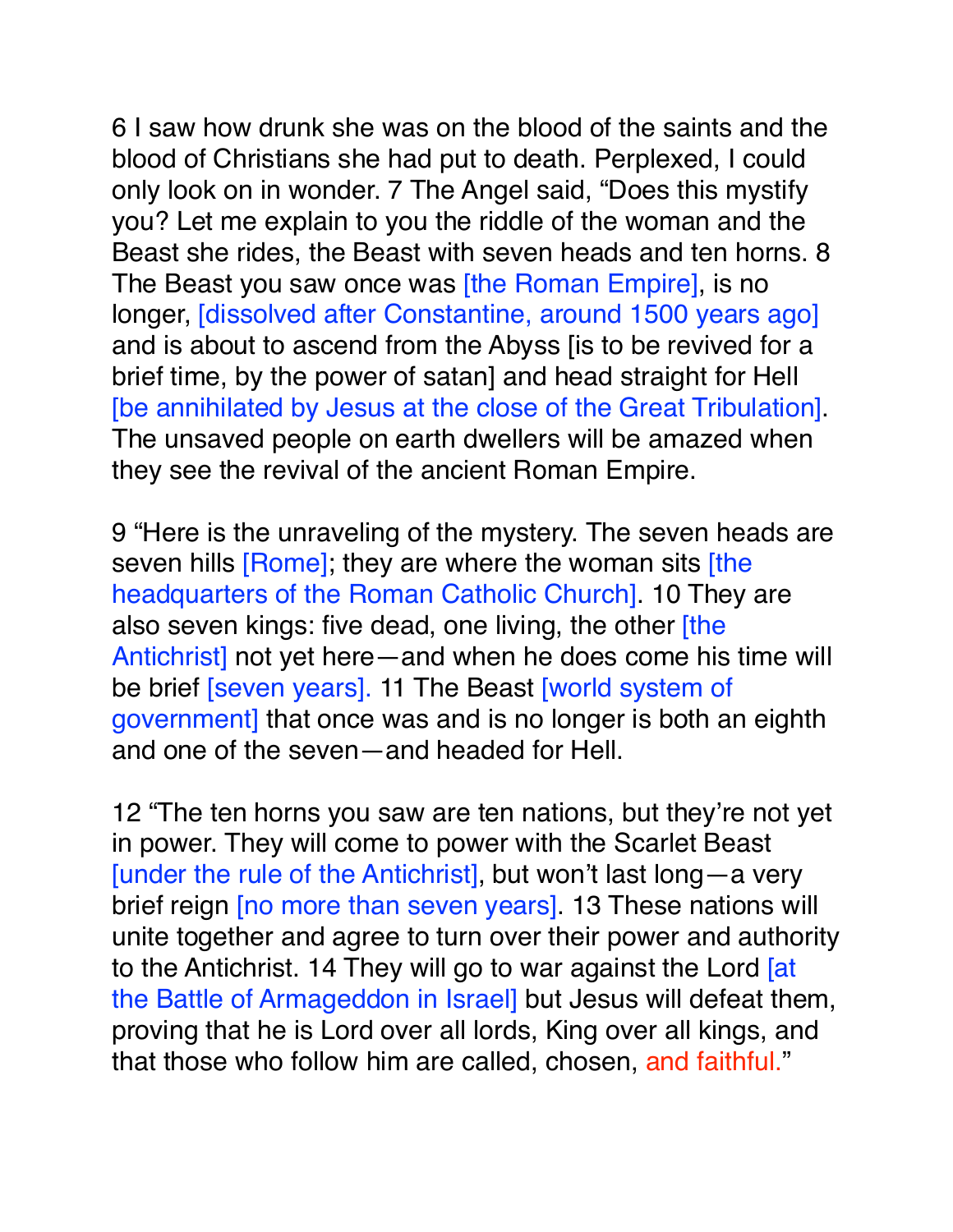6 I saw how drunk she was on the blood of the saints and the blood of Christians she had put to death. Perplexed, I could only look on in wonder. 7 The Angel said, "Does this mystify you? Let me explain to you the riddle of the woman and the Beast she rides, the Beast with seven heads and ten horns. 8 The Beast you saw once was [the Roman Empire], is no longer, [dissolved after Constantine, around 1500 years ago] and is about to ascend from the Abyss [is to be revived for a brief time, by the power of satan] and head straight for Hell [be annihilated by Jesus at the close of the Great Tribulation]. The unsaved people on earth dwellers will be amazed when they see the revival of the ancient Roman Empire.

9 "Here is the unraveling of the mystery. The seven heads are seven hills [Rome]; they are where the woman sits [the headquarters of the Roman Catholic Church]. 10 They are also seven kings: five dead, one living, the other [the Antichrist] not yet here—and when he does come his time will be brief [seven years]. 11 The Beast [world system of government] that once was and is no longer is both an eighth and one of the seven—and headed for Hell.

12 "The ten horns you saw are ten nations, but they're not yet in power. They will come to power with the Scarlet Beast [under the rule of the Antichrist], but won't last long—a very brief reign [no more than seven years]. 13 These nations will unite together and agree to turn over their power and authority to the Antichrist. 14 They will go to war against the Lord [at the Battle of Armageddon in Israel] but Jesus will defeat them, proving that he is Lord over all lords, King over all kings, and that those who follow him are called, chosen, and faithful."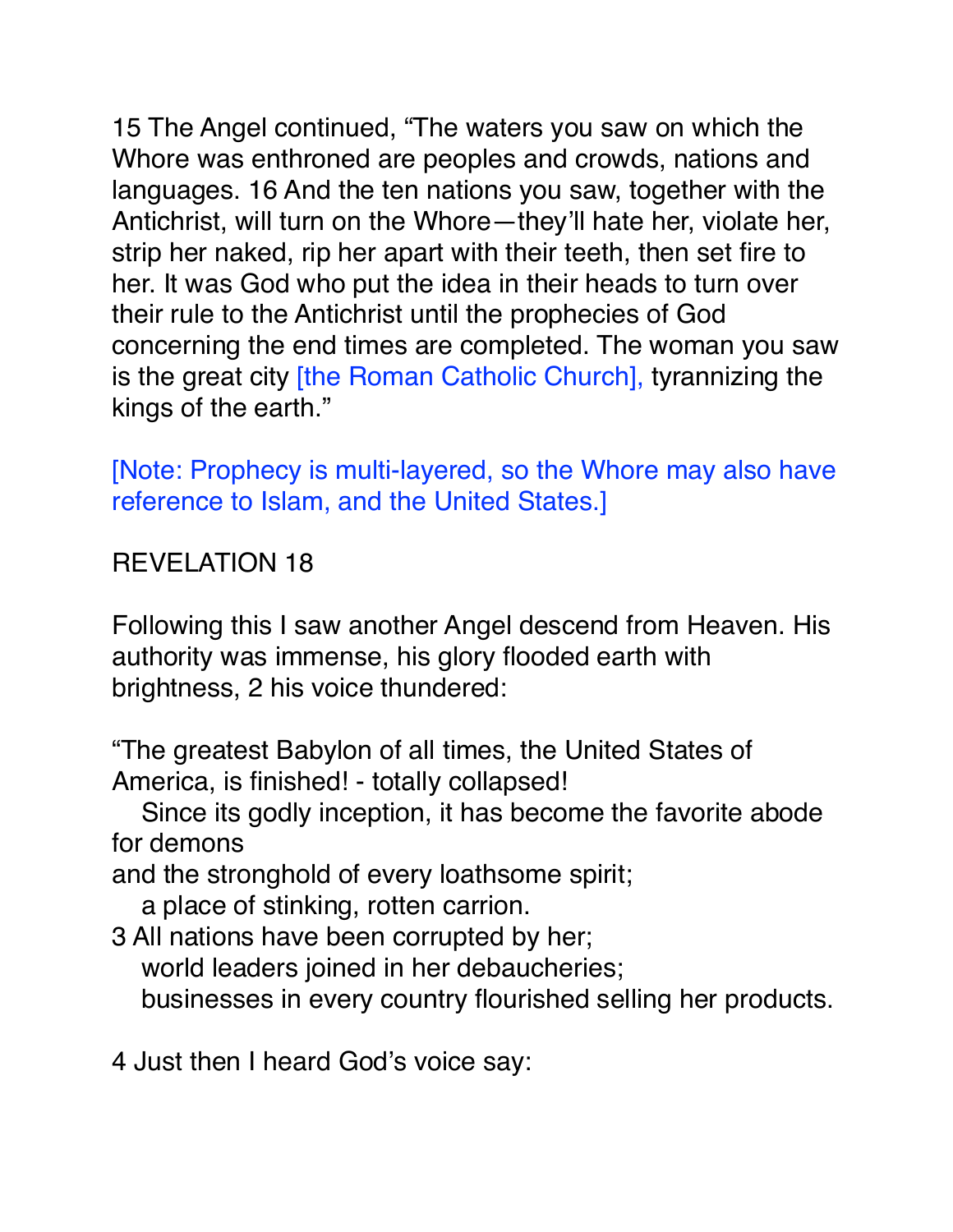15 The Angel continued, "The waters you saw on which the Whore was enthroned are peoples and crowds, nations and languages. 16 And the ten nations you saw, together with the Antichrist, will turn on the Whore—they'll hate her, violate her, strip her naked, rip her apart with their teeth, then set fire to her. It was God who put the idea in their heads to turn over their rule to the Antichrist until the prophecies of God concerning the end times are completed. The woman you saw is the great city [the Roman Catholic Church], tyrannizing the kings of the earth."

[Note: Prophecy is multi-layered, so the Whore may also have reference to Islam, and the United States.]

REVELATION 18

Following this I saw another Angel descend from Heaven. His authority was immense, his glory flooded earth with brightness, 2 his voice thundered:

"The greatest Babylon of all times, the United States of America, is finished! - totally collapsed!
   Since its godly inception, it has become the favorite abode for demons
and the stronghold of every loathsome spirit;
   a place of stinking, rotten carrion.
3 All nations have been corrupted by her;
   world leaders joined in her debaucheries;
   businesses in every country flourished selling her products.

4 Just then I heard God's voice say: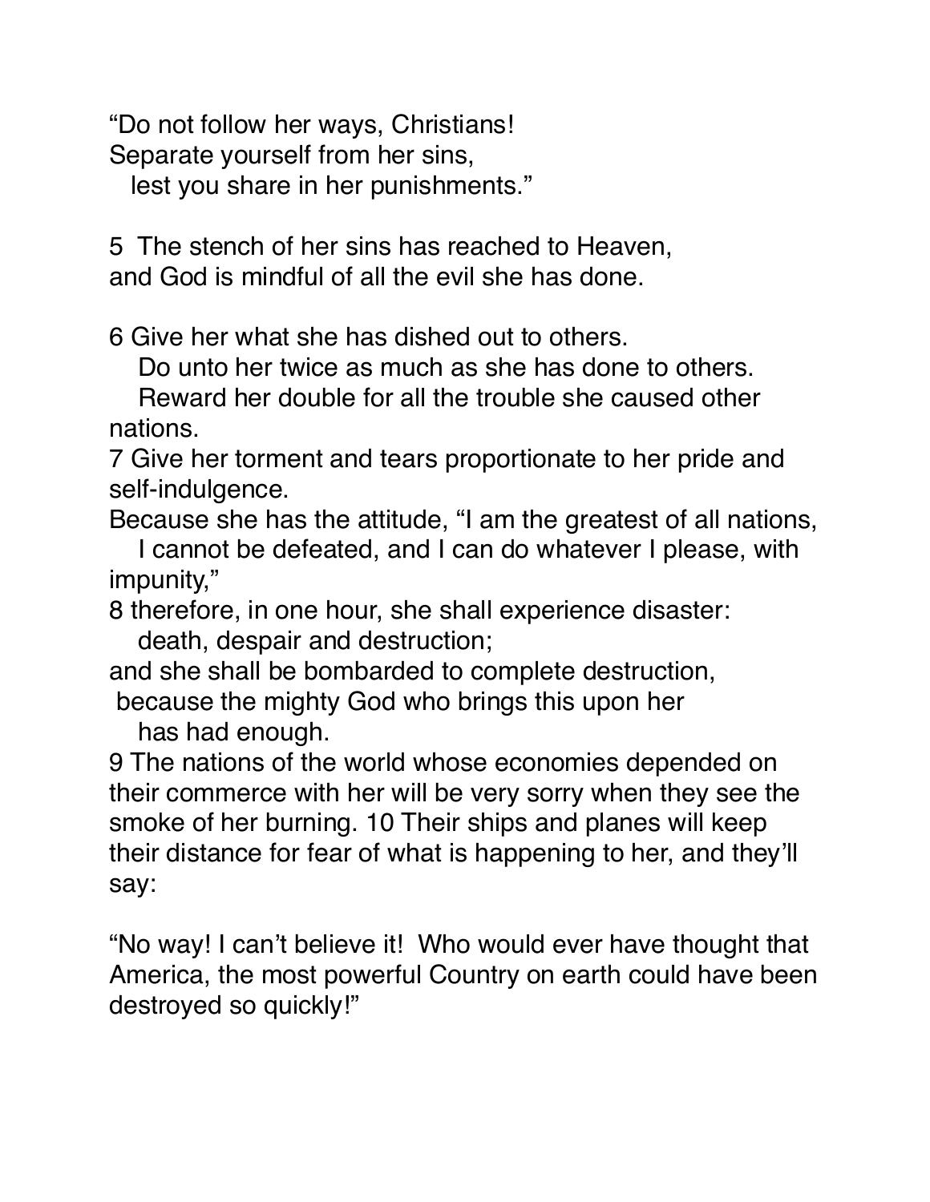“Do not follow her ways, Christians!
Separate yourself from her sins,
lest you share in her punishments.”

5 The stench of her sins has reached to Heaven,
and God is mindful of all the evil she has done.

6 Give her what she has dished out to others.
Do unto her twice as much as she has done to others.
Reward her double for all the trouble she caused other nations.
7 Give her torment and tears proportionate to her pride and self-indulgence.
Because she has the attitude, “I am the greatest of all nations,
I cannot be defeated, and I can do whatever I please, with impunity,”
8 therefore, in one hour, she shall experience disaster:
death, despair and destruction;
and she shall be bombarded to complete destruction,
because the mighty God who brings this upon her
has had enough.
9 The nations of the world whose economies depended on their commerce with her will be very sorry when they see the smoke of her burning. 10 Their ships and planes will keep their distance for fear of what is happening to her, and they’ll say:

“No way! I can’t believe it! Who would ever have thought that America, the most powerful Country on earth could have been destroyed so quickly!”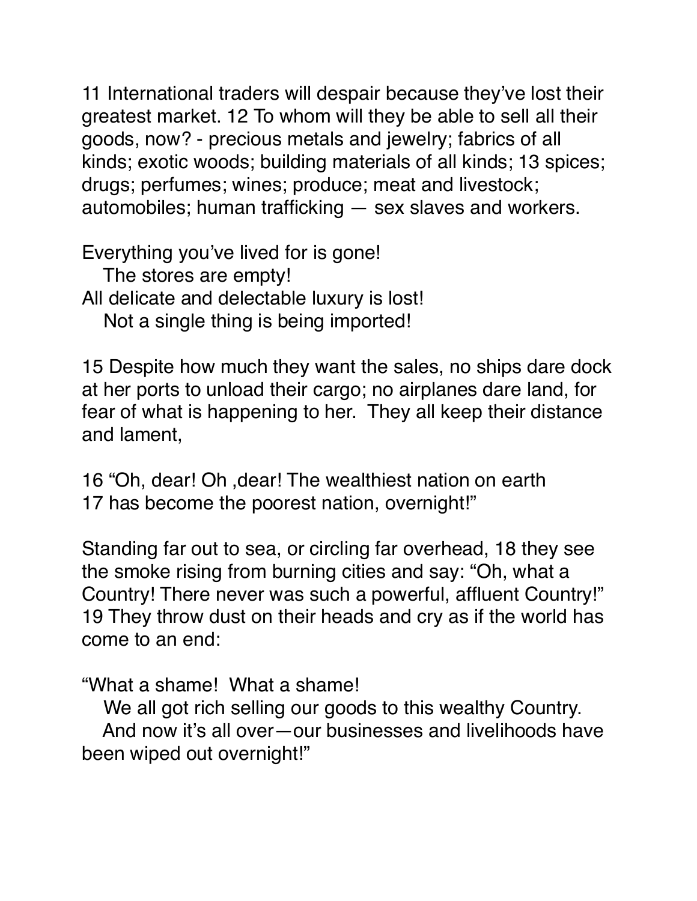11 International traders will despair because they've lost their greatest market. 12 To whom will they be able to sell all their goods, now? - precious metals and jewelry; fabrics of all kinds; exotic woods; building materials of all kinds; 13 spices; drugs; perfumes; wines; produce; meat and livestock; automobiles; human trafficking — sex slaves and workers.

Everything you've lived for is gone!
   The stores are empty!
All delicate and delectable luxury is lost!
   Not a single thing is being imported!

15 Despite how much they want the sales, no ships dare dock at her ports to unload their cargo; no airplanes dare land, for fear of what is happening to her. They all keep their distance and lament,

16 "Oh, dear! Oh ,dear! The wealthiest nation on earth
17 has become the poorest nation, overnight!"

Standing far out to sea, or circling far overhead, 18 they see the smoke rising from burning cities and say: "Oh, what a Country! There never was such a powerful, affluent Country!" 19 They throw dust on their heads and cry as if the world has come to an end:

"What a shame! What a shame!
   We all got rich selling our goods to this wealthy Country.
   And now it's all over—our businesses and livelihoods have been wiped out overnight!"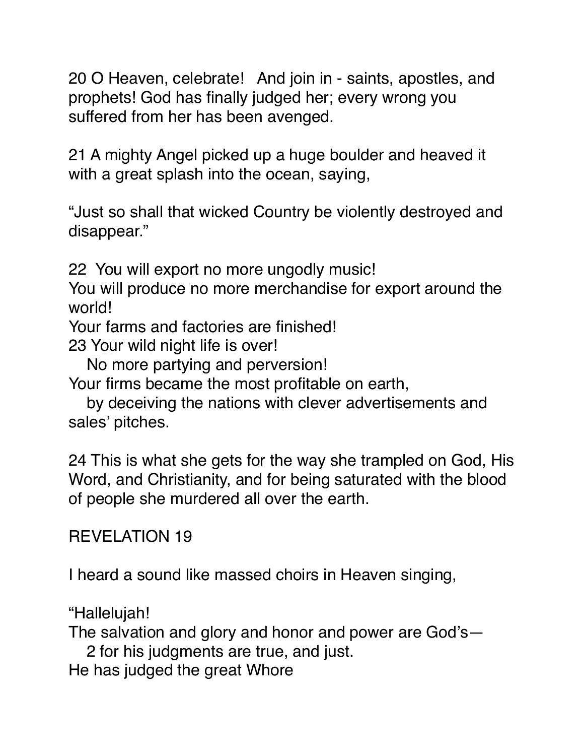20 O Heaven, celebrate!   And join in - saints, apostles, and prophets! God has finally judged her; every wrong you suffered from her has been avenged.

21 A mighty Angel picked up a huge boulder and heaved it with a great splash into the ocean, saying,

“Just so shall that wicked Country be violently destroyed and disappear.”

22  You will export no more ungodly music!  
You will produce no more merchandise for export around the world!  
Your farms and factories are finished!  
23 Your wild night life is over!  
   No more partying and perversion!  
Your firms became the most profitable on earth,  
   by deceiving the nations with clever advertisements and sales’ pitches.

24 This is what she gets for the way she trampled on God, His Word, and Christianity, and for being saturated with the blood of people she murdered all over the earth.

REVELATION 19

I heard a sound like massed choirs in Heaven singing,

“Hallelujah!  
The salvation and glory and honor and power are God’s—  
   2 for his judgments are true, and just.  
He has judged the great Whore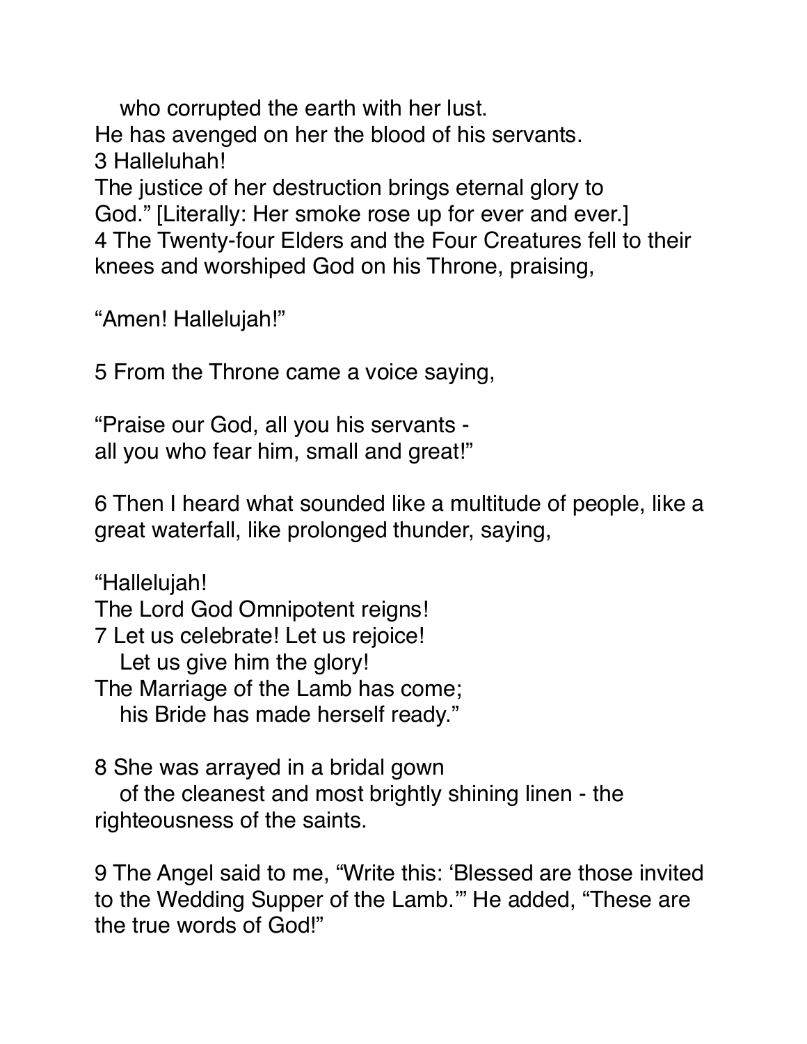who corrupted the earth with her lust.  
He has avenged on her the blood of his servants.  
3 Halleluhah!  
The justice of her destruction brings eternal glory to God.” [Literally: Her smoke rose up for ever and ever.]  
4 The Twenty-four Elders and the Four Creatures fell to their knees and worshiped God on his Throne, praising,

“Amen! Hallelujah!”

5 From the Throne came a voice saying,

“Praise our God, all you his servants -  
all you who fear him, small and great!”

6 Then I heard what sounded like a multitude of people, like a great waterfall, like prolonged thunder, saying,

“Hallelujah!  
The Lord God Omnipotent reigns!  
7 Let us celebrate! Let us rejoice!  
Let us give him the glory!  
The Marriage of the Lamb has come;  
his Bride has made herself ready.”

8 She was arrayed in a bridal gown  
of the cleanest and most brightly shining linen - the righteousness of the saints.

9 The Angel said to me, “Write this: ‘Blessed are those invited to the Wedding Supper of the Lamb.’” He added, “These are the true words of God!”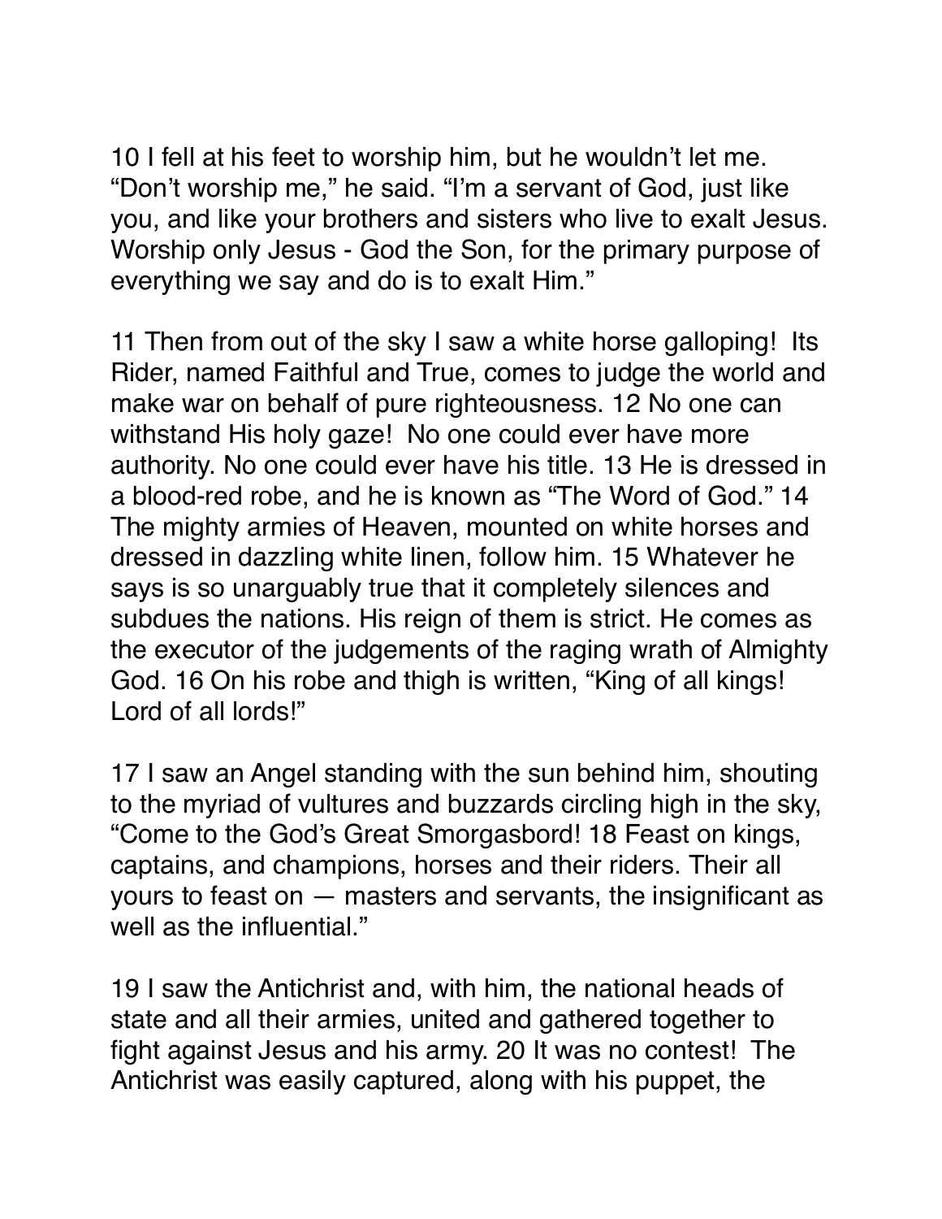10 I fell at his feet to worship him, but he wouldn't let me. "Don't worship me," he said. "I'm a servant of God, just like you, and like your brothers and sisters who live to exalt Jesus. Worship only Jesus - God the Son, for the primary purpose of everything we say and do is to exalt Him."

11 Then from out of the sky I saw a white horse galloping! Its Rider, named Faithful and True, comes to judge the world and make war on behalf of pure righteousness. 12 No one can withstand His holy gaze! No one could ever have more authority. No one could ever have his title. 13 He is dressed in a blood-red robe, and he is known as "The Word of God." 14 The mighty armies of Heaven, mounted on white horses and dressed in dazzling white linen, follow him. 15 Whatever he says is so unarguably true that it completely silences and subdues the nations. His reign of them is strict. He comes as the executor of the judgements of the raging wrath of Almighty God. 16 On his robe and thigh is written, "King of all kings! Lord of all lords!"

17 I saw an Angel standing with the sun behind him, shouting to the myriad of vultures and buzzards circling high in the sky, "Come to the God's Great Smorgasbord! 18 Feast on kings, captains, and champions, horses and their riders. Their all yours to feast on — masters and servants, the insignificant as well as the influential."

19 I saw the Antichrist and, with him, the national heads of state and all their armies, united and gathered together to fight against Jesus and his army. 20 It was no contest! The Antichrist was easily captured, along with his puppet, the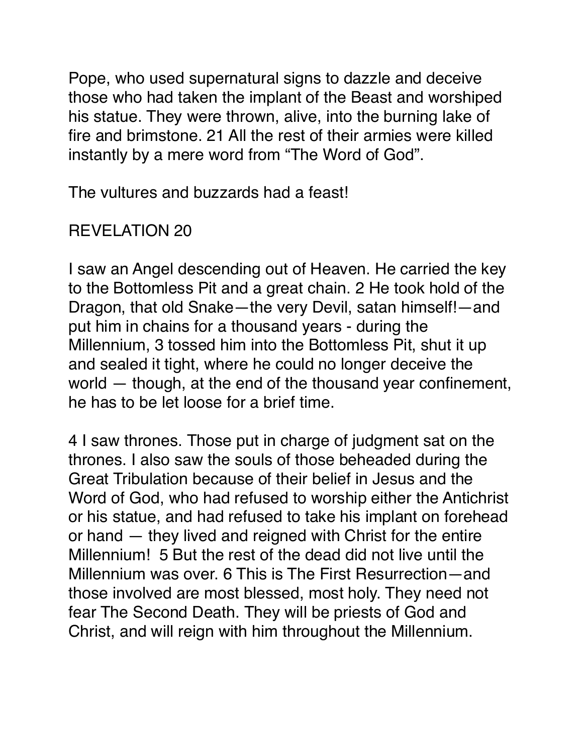Pope, who used supernatural signs to dazzle and deceive those who had taken the implant of the Beast and worshiped his statue. They were thrown, alive, into the burning lake of fire and brimstone. 21 All the rest of their armies were killed instantly by a mere word from "The Word of God".

The vultures and buzzards had a feast!

## REVELATION 20

I saw an Angel descending out of Heaven. He carried the key to the Bottomless Pit and a great chain. 2 He took hold of the Dragon, that old Snake—the very Devil, satan himself!—and put him in chains for a thousand years - during the Millennium, 3 tossed him into the Bottomless Pit, shut it up and sealed it tight, where he could no longer deceive the world — though, at the end of the thousand year confinement, he has to be let loose for a brief time.

4 I saw thrones. Those put in charge of judgment sat on the thrones. I also saw the souls of those beheaded during the Great Tribulation because of their belief in Jesus and the Word of God, who had refused to worship either the Antichrist or his statue, and had refused to take his implant on forehead or hand — they lived and reigned with Christ for the entire Millennium! 5 But the rest of the dead did not live until the Millennium was over. 6 This is The First Resurrection—and those involved are most blessed, most holy. They need not fear The Second Death. They will be priests of God and Christ, and will reign with him throughout the Millennium.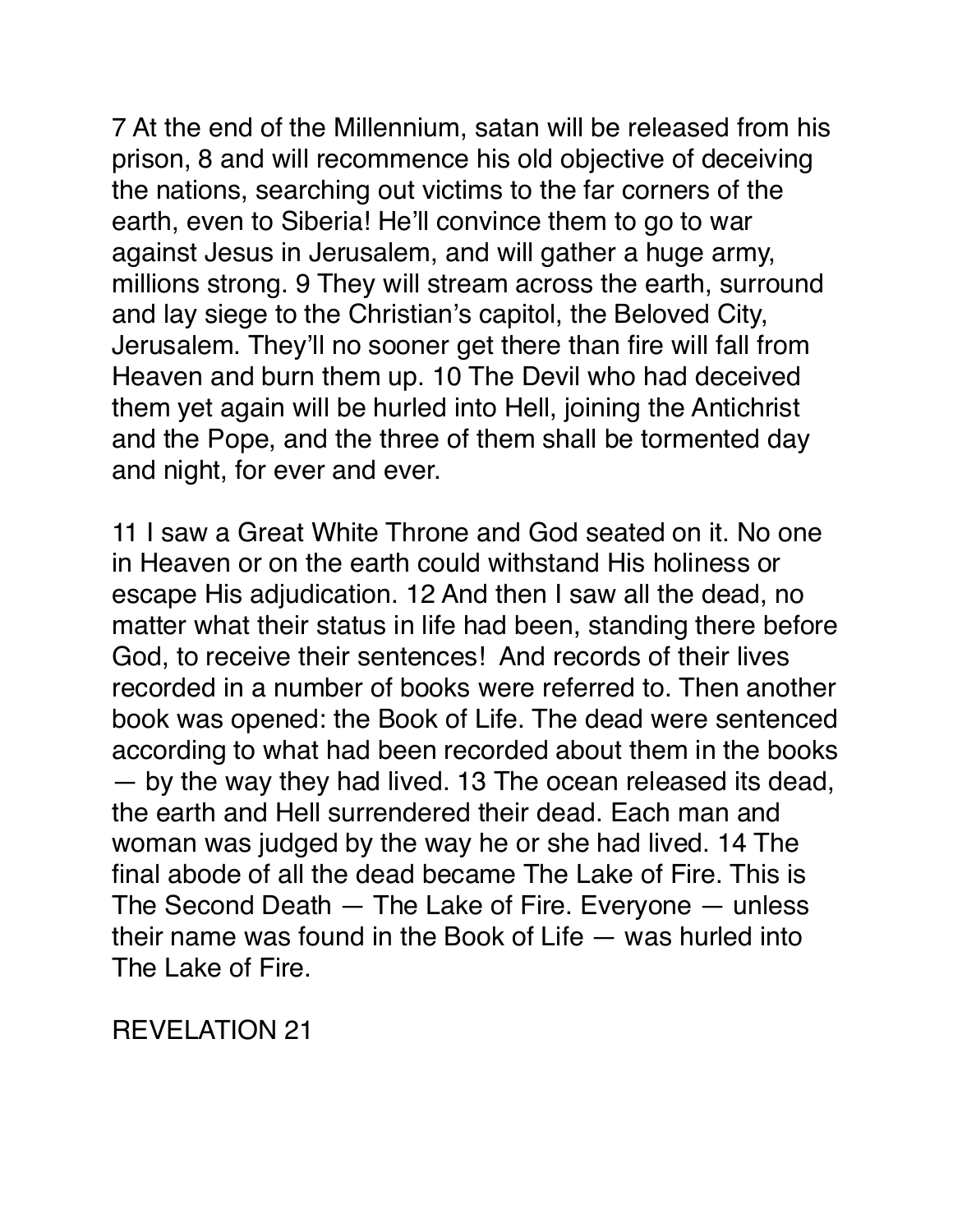7 At the end of the Millennium, satan will be released from his prison, 8 and will recommence his old objective of deceiving the nations, searching out victims to the far corners of the earth, even to Siberia! He'll convince them to go to war against Jesus in Jerusalem, and will gather a huge army, millions strong. 9 They will stream across the earth, surround and lay siege to the Christian's capitol, the Beloved City, Jerusalem. They'll no sooner get there than fire will fall from Heaven and burn them up. 10 The Devil who had deceived them yet again will be hurled into Hell, joining the Antichrist and the Pope, and the three of them shall be tormented day and night, for ever and ever.

11 I saw a Great White Throne and God seated on it. No one in Heaven or on the earth could withstand His holiness or escape His adjudication. 12 And then I saw all the dead, no matter what their status in life had been, standing there before God, to receive their sentences! And records of their lives recorded in a number of books were referred to. Then another book was opened: the Book of Life. The dead were sentenced according to what had been recorded about them in the books — by the way they had lived. 13 The ocean released its dead, the earth and Hell surrendered their dead. Each man and woman was judged by the way he or she had lived. 14 The final abode of all the dead became The Lake of Fire. This is The Second Death — The Lake of Fire. Everyone — unless their name was found in the Book of Life — was hurled into The Lake of Fire.

REVELATION 21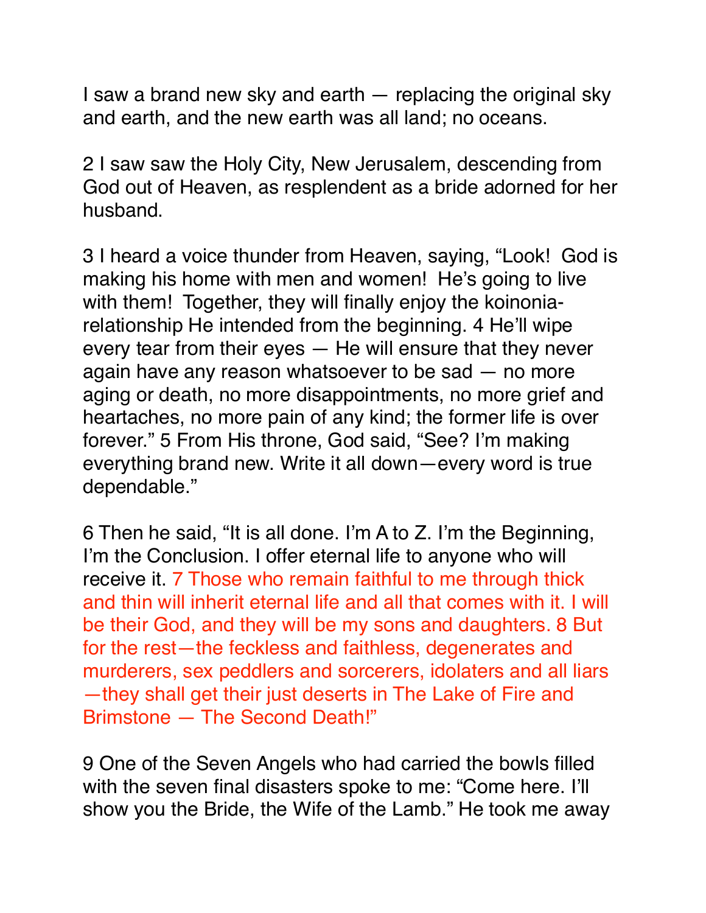I saw a brand new sky and earth — replacing the original sky and earth, and the new earth was all land; no oceans.

2 I saw saw the Holy City, New Jerusalem, descending from God out of Heaven, as resplendent as a bride adorned for her husband.

3 I heard a voice thunder from Heaven, saying, "Look!  God is making his home with men and women!  He's going to live with them!  Together, they will finally enjoy the koinonia-relationship He intended from the beginning. 4 He'll wipe every tear from their eyes — He will ensure that they never again have any reason whatsoever to be sad — no more aging or death, no more disappointments, no more grief and heartaches, no more pain of any kind; the former life is over forever." 5 From His throne, God said, "See? I'm making everything brand new. Write it all down—every word is true dependable."

6 Then he said, "It is all done. I'm A to Z. I'm the Beginning, I'm the Conclusion. I offer eternal life to anyone who will receive it. 7 Those who remain faithful to me through thick and thin will inherit eternal life and all that comes with it. I will be their God, and they will be my sons and daughters. 8 But for the rest—the feckless and faithless, degenerates and murderers, sex peddlers and sorcerers, idolaters and all liars—they shall get their just deserts in The Lake of Fire and Brimstone — The Second Death!"

9 One of the Seven Angels who had carried the bowls filled with the seven final disasters spoke to me: "Come here. I'll show you the Bride, the Wife of the Lamb." He took me away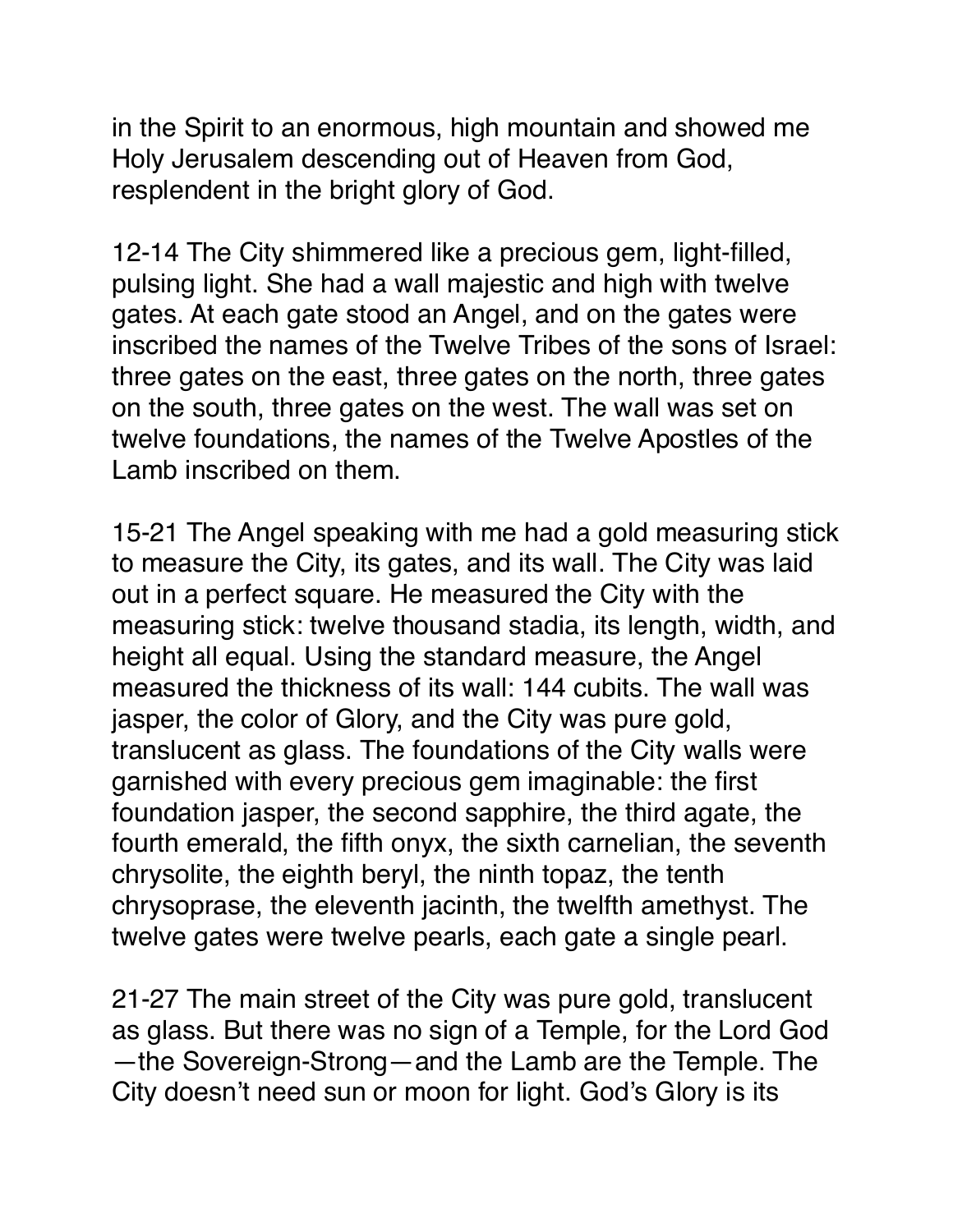in the Spirit to an enormous, high mountain and showed me Holy Jerusalem descending out of Heaven from God, resplendent in the bright glory of God.

12-14 The City shimmered like a precious gem, light-filled, pulsing light. She had a wall majestic and high with twelve gates. At each gate stood an Angel, and on the gates were inscribed the names of the Twelve Tribes of the sons of Israel: three gates on the east, three gates on the north, three gates on the south, three gates on the west. The wall was set on twelve foundations, the names of the Twelve Apostles of the Lamb inscribed on them.

15-21 The Angel speaking with me had a gold measuring stick to measure the City, its gates, and its wall. The City was laid out in a perfect square. He measured the City with the measuring stick: twelve thousand stadia, its length, width, and height all equal. Using the standard measure, the Angel measured the thickness of its wall: 144 cubits. The wall was jasper, the color of Glory, and the City was pure gold, translucent as glass. The foundations of the City walls were garnished with every precious gem imaginable: the first foundation jasper, the second sapphire, the third agate, the fourth emerald, the fifth onyx, the sixth carnelian, the seventh chrysolite, the eighth beryl, the ninth topaz, the tenth chrysoprase, the eleventh jacinth, the twelfth amethyst. The twelve gates were twelve pearls, each gate a single pearl.

21-27 The main street of the City was pure gold, translucent as glass. But there was no sign of a Temple, for the Lord God —the Sovereign-Strong—and the Lamb are the Temple. The City doesn't need sun or moon for light. God's Glory is its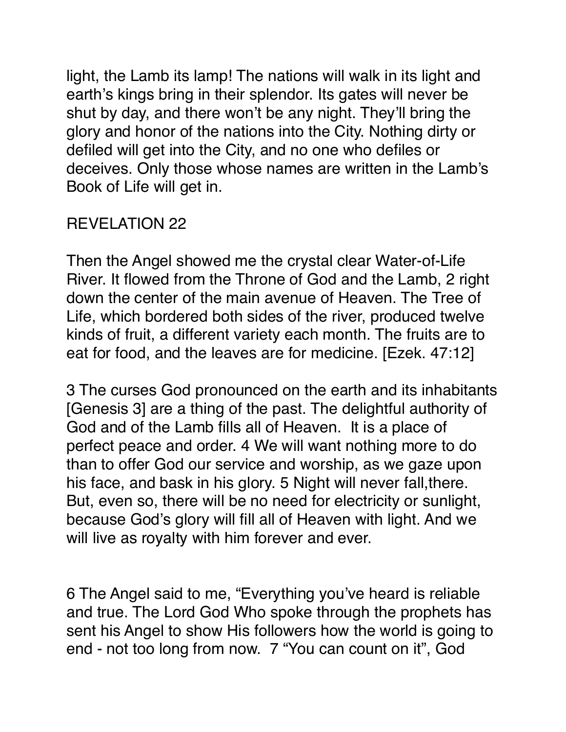light, the Lamb its lamp! The nations will walk in its light and earth's kings bring in their splendor. Its gates will never be shut by day, and there won't be any night. They'll bring the glory and honor of the nations into the City. Nothing dirty or defiled will get into the City, and no one who defiles or deceives. Only those whose names are written in the Lamb's Book of Life will get in.

## REVELATION 22

Then the Angel showed me the crystal clear Water-of-Life River. It flowed from the Throne of God and the Lamb, 2 right down the center of the main avenue of Heaven. The Tree of Life, which bordered both sides of the river, produced twelve kinds of fruit, a different variety each month. The fruits are to eat for food, and the leaves are for medicine. [Ezek. 47:12]

3 The curses God pronounced on the earth and its inhabitants [Genesis 3] are a thing of the past. The delightful authority of God and of the Lamb fills all of Heaven. It is a place of perfect peace and order. 4 We will want nothing more to do than to offer God our service and worship, as we gaze upon his face, and bask in his glory. 5 Night will never fall,there. But, even so, there will be no need for electricity or sunlight, because God's glory will fill all of Heaven with light. And we will live as royalty with him forever and ever.

6 The Angel said to me, "Everything you've heard is reliable and true. The Lord God Who spoke through the prophets has sent his Angel to show His followers how the world is going to end - not too long from now. 7 "You can count on it", God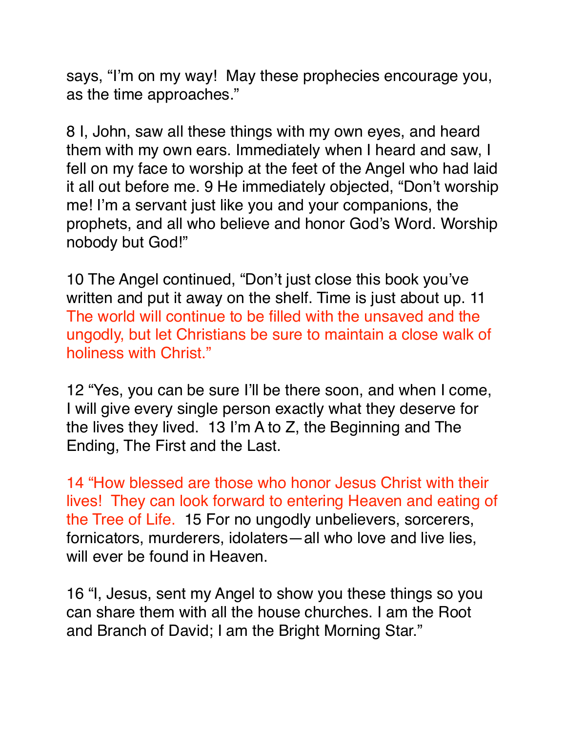says, “I’m on my way! May these prophecies encourage you, as the time approaches.”

8 I, John, saw all these things with my own eyes, and heard them with my own ears. Immediately when I heard and saw, I fell on my face to worship at the feet of the Angel who had laid it all out before me. 9 He immediately objected, “Don’t worship me! I’m a servant just like you and your companions, the prophets, and all who believe and honor God’s Word. Worship nobody but God!”

10 The Angel continued, “Don’t just close this book you’ve written and put it away on the shelf. Time is just about up. 11 The world will continue to be filled with the unsaved and the ungodly, but let Christians be sure to maintain a close walk of holiness with Christ.”

12 “Yes, you can be sure I’ll be there soon, and when I come, I will give every single person exactly what they deserve for the lives they lived. 13 I’m A to Z, the Beginning and The Ending, The First and the Last.

14 “How blessed are those who honor Jesus Christ with their lives! They can look forward to entering Heaven and eating of the Tree of Life. 15 For no ungodly unbelievers, sorcerers, fornicators, murderers, idolaters—all who love and live lies, will ever be found in Heaven.

16 “I, Jesus, sent my Angel to show you these things so you can share them with all the house churches. I am the Root and Branch of David; I am the Bright Morning Star.”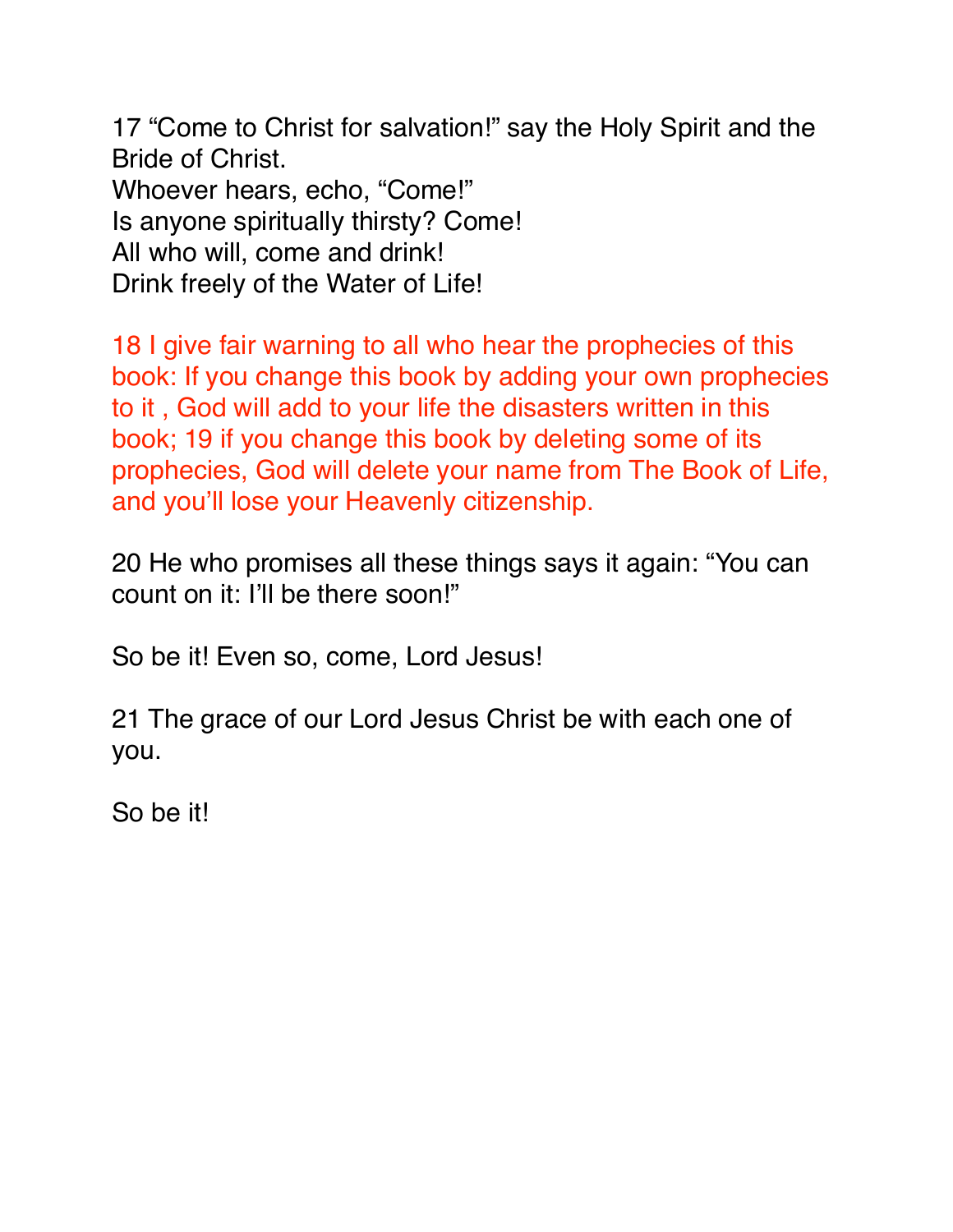17 “Come to Christ for salvation!” say the Holy Spirit and the Bride of Christ.
Whoever hears, echo, “Come!”
Is anyone spiritually thirsty? Come!
All who will, come and drink!
Drink freely of the Water of Life!

18 I give fair warning to all who hear the prophecies of this book: If you change this book by adding your own prophecies to it , God will add to your life the disasters written in this book; 19 if you change this book by deleting some of its prophecies, God will delete your name from The Book of Life, and you’ll lose your Heavenly citizenship.

20 He who promises all these things says it again: “You can count on it: I’ll be there soon!”

So be it! Even so, come, Lord Jesus!

21 The grace of our Lord Jesus Christ be with each one of you.

So be it!